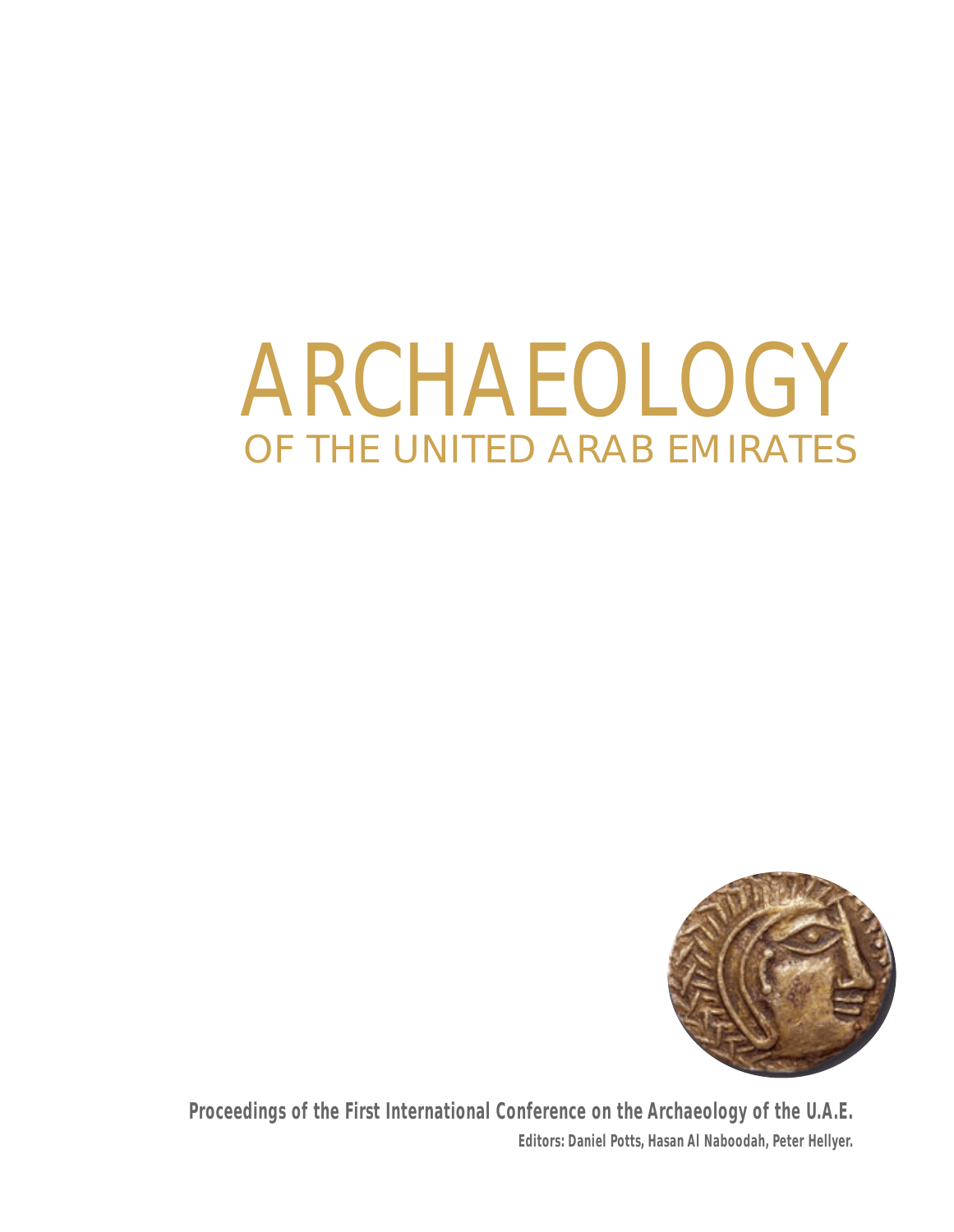# ARCHAEOLOGY

## OF THE UNITED ARAB EMIRATES

**Proceedings of the First International Conference on the Archaeology of the U.A.E.**

**Editors: Daniel Potts, Hasan Al Naboodah, Peter Hellyer.**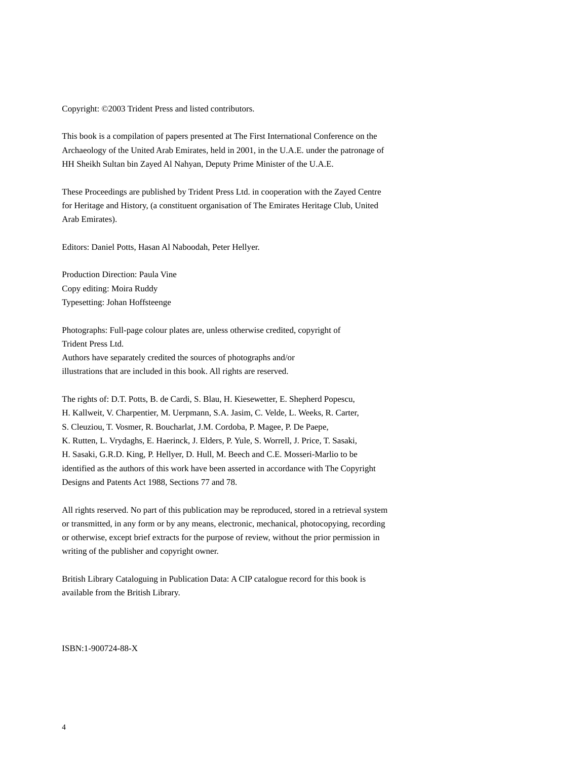Copyright: ©2003 Trident Press and listed contributors.

This book is a compilation of papers presented at The First International Conference on the Archaeology of the United Arab Emirates, held in 2001, in the U.A.E. under the patronage of HH Sheikh Sultan bin Zayed Al Nahyan, Deputy Prime Minister of the U.A.E.

These Proceedings are published by Trident Press Ltd. in cooperation with the Zayed Centre for Heritage and History, (a constituent organisation of The Emirates Heritage Club, United Arab Emirates).

Editors: Daniel Potts, Hasan Al Naboodah, Peter Hellyer.

Production Direction: Paula Vine
Copy editing: Moira Ruddy
Typesetting: Johan Hoffsteenge

Photographs: Full-page colour plates are, unless otherwise credited, copyright of Trident Press Ltd.
Authors have separately credited the sources of photographs and/or illustrations that are included in this book. All rights are reserved.

The rights of: D.T. Potts, B. de Cardi, S. Blau, H. Kiesewetter, E. Shepherd Popescu, H. Kallweit, V. Charpentier, M. Uerpmann, S.A. Jasim, C. Velde, L. Weeks, R. Carter, S. Cleuziou, T. Vosmer, R. Boucharlat, J.M. Cordoba, P. Magee, P. De Paepe, K. Rutten, L. Vrydaghs, E. Haerinck, J. Elders, P. Yule, S. Worrell, J. Price, T. Sasaki, H. Sasaki, G.R.D. King, P. Hellyer, D. Hull, M. Beech and C.E. Mosseri-Marlio to be identified as the authors of this work have been asserted in accordance with The Copyright Designs and Patents Act 1988, Sections 77 and 78.

All rights reserved. No part of this publication may be reproduced, stored in a retrieval system or transmitted, in any form or by any means, electronic, mechanical, photocopying, recording or otherwise, except brief extracts for the purpose of review, without the prior permission in writing of the publisher and copyright owner.

British Library Cataloguing in Publication Data: A CIP catalogue record for this book is available from the British Library.

ISBN:1-900724-88-X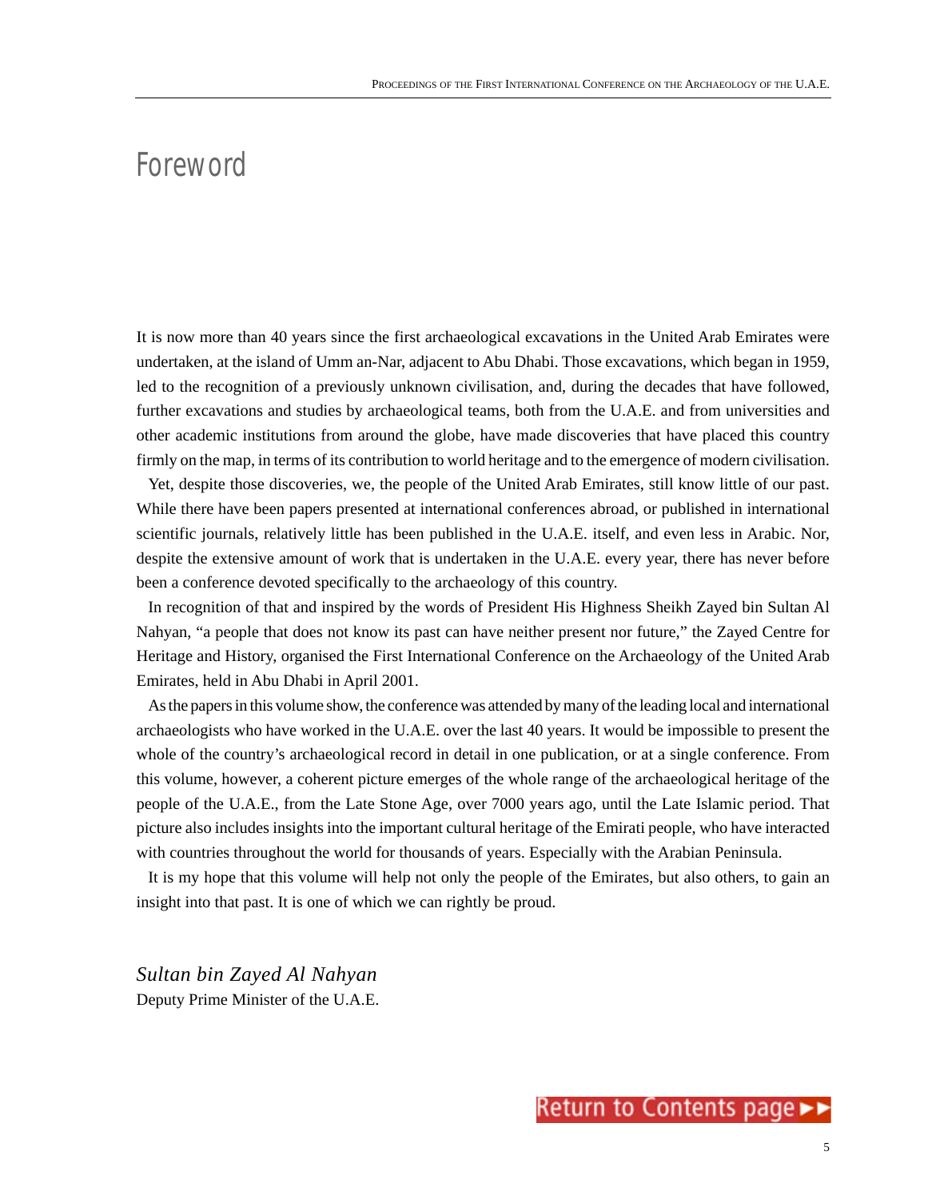# Foreword

It is now more than 40 years since the first archaeological excavations in the United Arab Emirates were undertaken, at the island of Umm an-Nar, adjacent to Abu Dhabi. Those excavations, which began in 1959, led to the recognition of a previously unknown civilisation, and, during the decades that have followed, further excavations and studies by archaeological teams, both from the U.A.E. and from universities and other academic institutions from around the globe, have made discoveries that have placed this country firmly on the map, in terms of its contribution to world heritage and to the emergence of modern civilisation.

Yet, despite those discoveries, we, the people of the United Arab Emirates, still know little of our past. While there have been papers presented at international conferences abroad, or published in international scientific journals, relatively little has been published in the U.A.E. itself, and even less in Arabic. Nor, despite the extensive amount of work that is undertaken in the U.A.E. every year, there has never before been a conference devoted specifically to the archaeology of this country.

In recognition of that and inspired by the words of President His Highness Sheikh Zayed bin Sultan Al Nahyan, "a people that does not know its past can have neither present nor future," the Zayed Centre for Heritage and History, organised the First International Conference on the Archaeology of the United Arab Emirates, held in Abu Dhabi in April 2001.

As the papers in this volume show, the conference was attended by many of the leading local and international archaeologists who have worked in the U.A.E. over the last 40 years. It would be impossible to present the whole of the country's archaeological record in detail in one publication, or at a single conference. From this volume, however, a coherent picture emerges of the whole range of the archaeological heritage of the people of the U.A.E., from the Late Stone Age, over 7000 years ago, until the Late Islamic period. That picture also includes insights into the important cultural heritage of the Emirati people, who have interacted with countries throughout the world for thousands of years. Especially with the Arabian Peninsula.

It is my hope that this volume will help not only the people of the Emirates, but also others, to gain an insight into that past. It is one of which we can rightly be proud.

*Sultan bin Zayed Al Nahyan*
Deputy Prime Minister of the U.A.E.

Return to Contents page ►►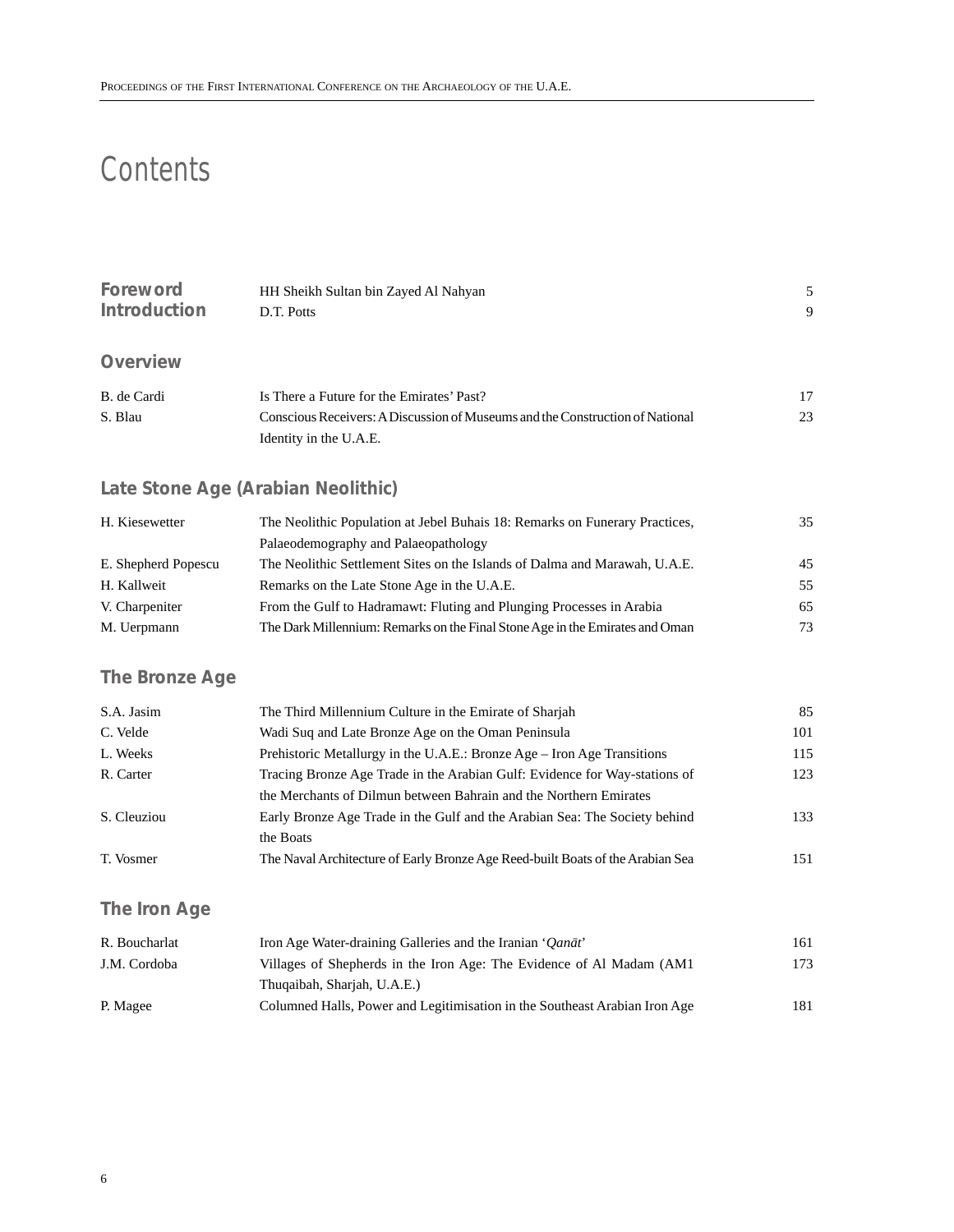# Contents

| | | |
|---|---|---|
| **Foreword** | HH Sheikh Sultan bin Zayed Al Nahyan | 5 |
| **Introduction** | D.T. Potts | 9 |

## Overview

| | | |
|---|---|---|
| B. de Cardi | Is There a Future for the Emirates' Past? | 17 |
| S. Blau | Conscious Receivers: A Discussion of Museums and the Construction of National Identity in the U.A.E. | 23 |

## Late Stone Age (Arabian Neolithic)

| | | |
|---|---|---|
| H. Kiesewetter | The Neolithic Population at Jebel Buhais 18: Remarks on Funerary Practices, Palaeodemography and Palaeopathology | 35 |
| E. Shepherd Popescu | The Neolithic Settlement Sites on the Islands of Dalma and Marawah, U.A.E. | 45 |
| H. Kallweit | Remarks on the Late Stone Age in the U.A.E. | 55 |
| V. Charpeniter | From the Gulf to Hadramawt: Fluting and Plunging Processes in Arabia | 65 |
| M. Uerpmann | The Dark Millennium: Remarks on the Final Stone Age in the Emirates and Oman | 73 |

## The Bronze Age

| | | |
|---|---|---|
| S.A. Jasim | The Third Millennium Culture in the Emirate of Sharjah | 85 |
| C. Velde | Wadi Suq and Late Bronze Age on the Oman Peninsula | 101 |
| L. Weeks | Prehistoric Metallurgy in the U.A.E.: Bronze Age – Iron Age Transitions | 115 |
| R. Carter | Tracing Bronze Age Trade in the Arabian Gulf: Evidence for Way-stations of the Merchants of Dilmun between Bahrain and the Northern Emirates | 123 |
| S. Cleuziou | Early Bronze Age Trade in the Gulf and the Arabian Sea: The Society behind the Boats | 133 |
| T. Vosmer | The Naval Architecture of Early Bronze Age Reed-built Boats of the Arabian Sea | 151 |

## The Iron Age

| | | |
|---|---|---|
| R. Boucharlat | Iron Age Water-draining Galleries and the Iranian '*Qanāt*' | 161 |
| J.M. Cordoba | Villages of Shepherds in the Iron Age: The Evidence of Al Madam (AM1 Thuqaibah, Sharjah, U.A.E.) | 173 |
| P. Magee | Columned Halls, Power and Legitimisation in the Southeast Arabian Iron Age | 181 |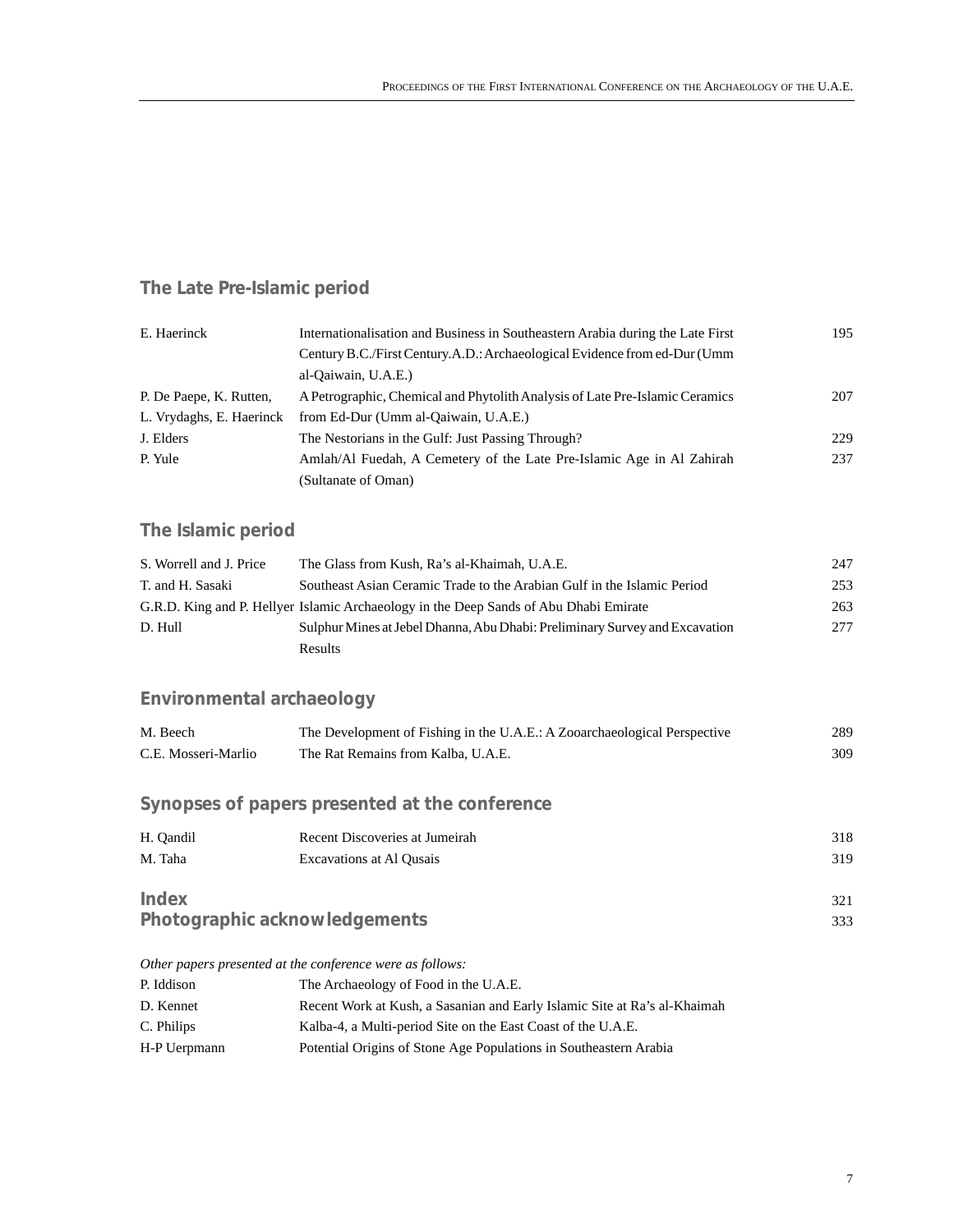## The Late Pre-Islamic period

| | | |
|---|---|---|
| E. Haerinck | Internationalisation and Business in Southeastern Arabia during the Late First Century B.C./First Century.A.D.: Archaeological Evidence from ed-Dur (Umm al-Qaiwain, U.A.E.) | 195 |
| P. De Paepe, K. Rutten, L. Vrydaghs, E. Haerinck | A Petrographic, Chemical and Phytolith Analysis of Late Pre-Islamic Ceramics from Ed-Dur (Umm al-Qaiwain, U.A.E.) | 207 |
| J. Elders | The Nestorians in the Gulf: Just Passing Through? | 229 |
| P. Yule | Amlah/Al Fuedah, A Cemetery of the Late Pre-Islamic Age in Al Zahirah (Sultanate of Oman) | 237 |

## The Islamic period

| | | |
|---|---|---|
| S. Worrell and J. Price | The Glass from Kush, Ra's al-Khaimah, U.A.E. | 247 |
| T. and H. Sasaki | Southeast Asian Ceramic Trade to the Arabian Gulf in the Islamic Period | 253 |
| G.R.D. King and P. Hellyer | Islamic Archaeology in the Deep Sands of Abu Dhabi Emirate | 263 |
| D. Hull | Sulphur Mines at Jebel Dhanna, Abu Dhabi: Preliminary Survey and Excavation Results | 277 |

## Environmental archaeology

| | | |
|---|---|---|
| M. Beech | The Development of Fishing in the U.A.E.: A Zooarchaeological Perspective | 289 |
| C.E. Mosseri-Marlio | The Rat Remains from Kalba, U.A.E. | 309 |

## Synopses of papers presented at the conference

| | | |
|---|---|---|
| H. Qandil | Recent Discoveries at Jumeirah | 318 |
| M. Taha | Excavations at Al Qusais | 319 |

## Index 321

## Photographic acknowledgements 333

*Other papers presented at the conference were as follows:*

| | |
|---|---|
| P. Iddison | The Archaeology of Food in the U.A.E. |
| D. Kennet | Recent Work at Kush, a Sasanian and Early Islamic Site at Ra's al-Khaimah |
| C. Philips | Kalba-4, a Multi-period Site on the East Coast of the U.A.E. |
| H-P Uerpmann | Potential Origins of Stone Age Populations in Southeastern Arabia |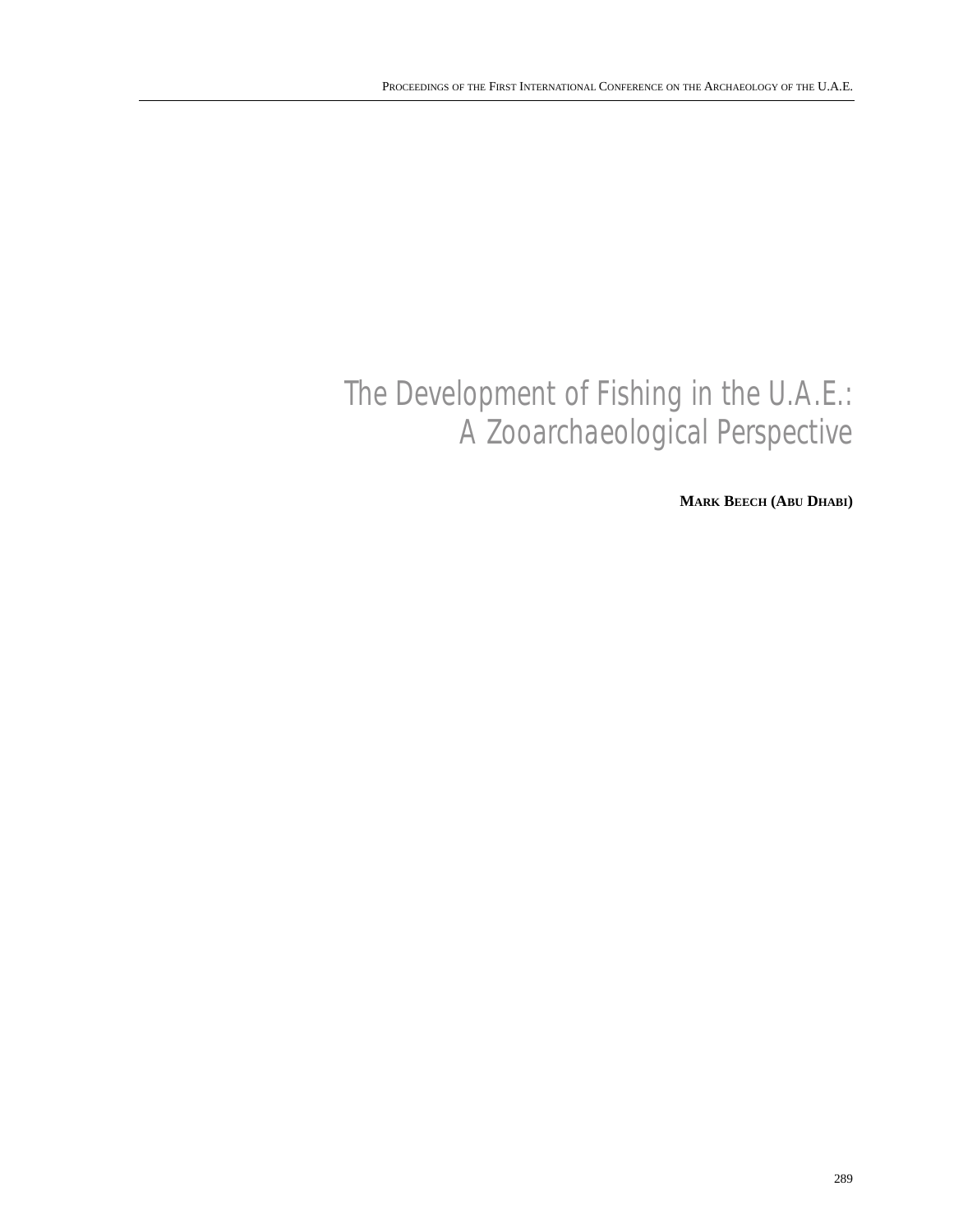# The Development of Fishing in the U.A.E.: A Zooarchaeological Perspective

**MARK BEECH (ABU DHABI)**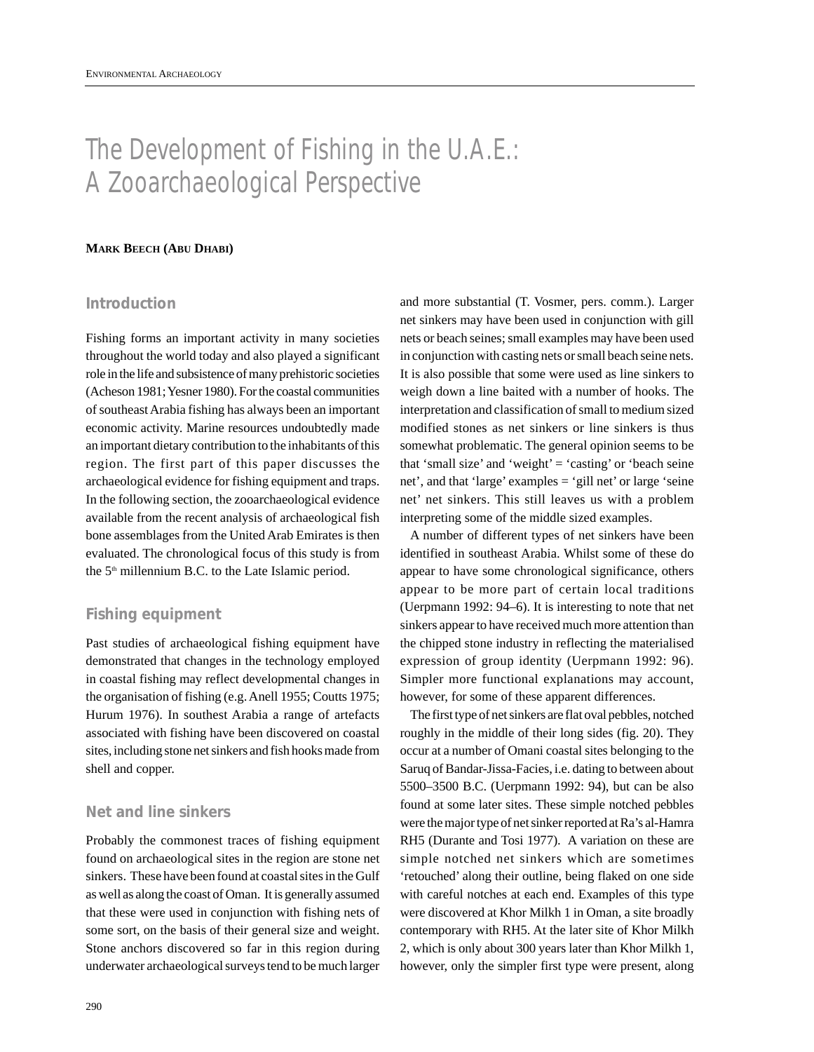# The Development of Fishing in the U.A.E.: A Zooarchaeological Perspective

**Mark Beech (Abu Dhabi)**

## Introduction

Fishing forms an important activity in many societies throughout the world today and also played a significant role in the life and subsistence of many prehistoric societies (Acheson 1981; Yesner 1980). For the coastal communities of southeast Arabia fishing has always been an important economic activity. Marine resources undoubtedly made an important dietary contribution to the inhabitants of this region. The first part of this paper discusses the archaeological evidence for fishing equipment and traps. In the following section, the zooarchaeological evidence available from the recent analysis of archaeological fish bone assemblages from the United Arab Emirates is then evaluated. The chronological focus of this study is from the 5th millennium B.C. to the Late Islamic period.

## Fishing equipment

Past studies of archaeological fishing equipment have demonstrated that changes in the technology employed in coastal fishing may reflect developmental changes in the organisation of fishing (e.g. Anell 1955; Coutts 1975; Hurum 1976). In southest Arabia a range of artefacts associated with fishing have been discovered on coastal sites, including stone net sinkers and fish hooks made from shell and copper.

## Net and line sinkers

Probably the commonest traces of fishing equipment found on archaeological sites in the region are stone net sinkers. These have been found at coastal sites in the Gulf as well as along the coast of Oman. It is generally assumed that these were used in conjunction with fishing nets of some sort, on the basis of their general size and weight. Stone anchors discovered so far in this region during underwater archaeological surveys tend to be much larger and more substantial (T. Vosmer, pers. comm.). Larger net sinkers may have been used in conjunction with gill nets or beach seines; small examples may have been used in conjunction with casting nets or small beach seine nets. It is also possible that some were used as line sinkers to weigh down a line baited with a number of hooks. The interpretation and classification of small to medium sized modified stones as net sinkers or line sinkers is thus somewhat problematic. The general opinion seems to be that 'small size' and 'weight' = 'casting' or 'beach seine net', and that 'large' examples = 'gill net' or large 'seine net' net sinkers. This still leaves us with a problem interpreting some of the middle sized examples.

A number of different types of net sinkers have been identified in southeast Arabia. Whilst some of these do appear to have some chronological significance, others appear to be more part of certain local traditions (Uerpmann 1992: 94–6). It is interesting to note that net sinkers appear to have received much more attention than the chipped stone industry in reflecting the materialised expression of group identity (Uerpmann 1992: 96). Simpler more functional explanations may account, however, for some of these apparent differences.

The first type of net sinkers are flat oval pebbles, notched roughly in the middle of their long sides (fig. 20). They occur at a number of Omani coastal sites belonging to the Saruq of Bandar-Jissa-Facies, i.e. dating to between about 5500–3500 B.C. (Uerpmann 1992: 94), but can be also found at some later sites. These simple notched pebbles were the major type of net sinker reported at Ra's al-Hamra RH5 (Durante and Tosi 1977). A variation on these are simple notched net sinkers which are sometimes 'retouched' along their outline, being flaked on one side with careful notches at each end. Examples of this type were discovered at Khor Milkh 1 in Oman, a site broadly contemporary with RH5. At the later site of Khor Milkh 2, which is only about 300 years later than Khor Milkh 1, however, only the simpler first type were present, along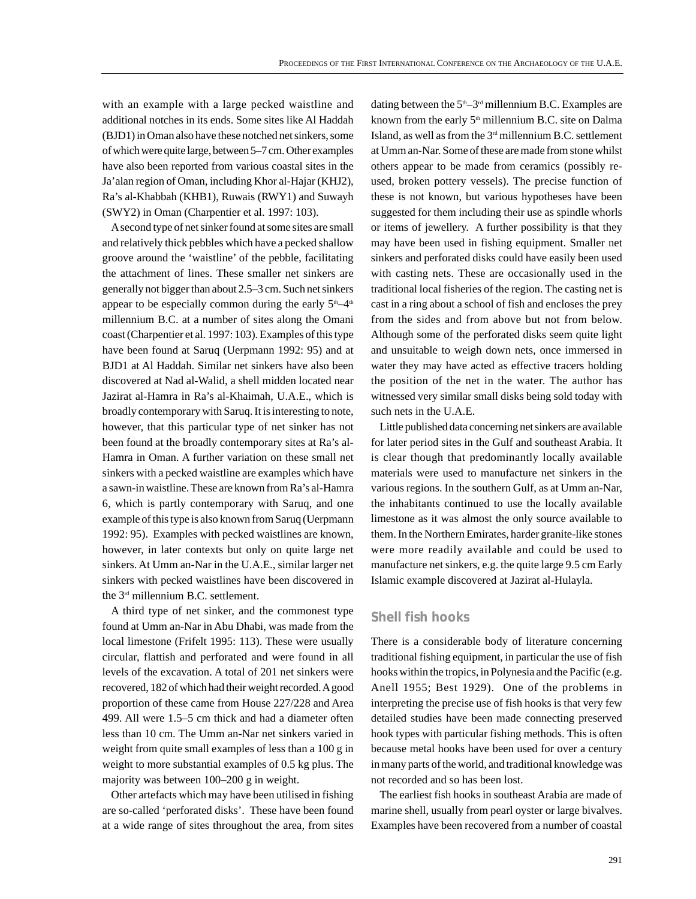with an example with a large pecked waistline and additional notches in its ends. Some sites like Al Haddah (BJD1) in Oman also have these notched net sinkers, some of which were quite large, between 5–7 cm. Other examples have also been reported from various coastal sites in the Ja'alan region of Oman, including Khor al-Hajar (KHJ2), Ra's al-Khabbah (KHB1), Ruwais (RWY1) and Suwayh (SWY2) in Oman (Charpentier et al. 1997: 103).

A second type of net sinker found at some sites are small and relatively thick pebbles which have a pecked shallow groove around the 'waistline' of the pebble, facilitating the attachment of lines. These smaller net sinkers are generally not bigger than about 2.5–3 cm. Such net sinkers appear to be especially common during the early 5th–4th millennium B.C. at a number of sites along the Omani coast (Charpentier et al. 1997: 103). Examples of this type have been found at Saruq (Uerpmann 1992: 95) and at BJD1 at Al Haddah. Similar net sinkers have also been discovered at Nad al-Walid, a shell midden located near Jazirat al-Hamra in Ra's al-Khaimah, U.A.E., which is broadly contemporary with Saruq. It is interesting to note, however, that this particular type of net sinker has not been found at the broadly contemporary sites at Ra's al-Hamra in Oman. A further variation on these small net sinkers with a pecked waistline are examples which have a sawn-in waistline. These are known from Ra's al-Hamra 6, which is partly contemporary with Saruq, and one example of this type is also known from Saruq (Uerpmann 1992: 95). Examples with pecked waistlines are known, however, in later contexts but only on quite large net sinkers. At Umm an-Nar in the U.A.E., similar larger net sinkers with pecked waistlines have been discovered in the 3rd millennium B.C. settlement.

A third type of net sinker, and the commonest type found at Umm an-Nar in Abu Dhabi, was made from the local limestone (Frifelt 1995: 113). These were usually circular, flattish and perforated and were found in all levels of the excavation. A total of 201 net sinkers were recovered, 182 of which had their weight recorded. A good proportion of these came from House 227/228 and Area 499. All were 1.5–5 cm thick and had a diameter often less than 10 cm. The Umm an-Nar net sinkers varied in weight from quite small examples of less than a 100 g in weight to more substantial examples of 0.5 kg plus. The majority was between 100–200 g in weight.

Other artefacts which may have been utilised in fishing are so-called 'perforated disks'. These have been found at a wide range of sites throughout the area, from sites dating between the 5th–3rd millennium B.C. Examples are known from the early 5th millennium B.C. site on Dalma Island, as well as from the 3rd millennium B.C. settlement at Umm an-Nar. Some of these are made from stone whilst others appear to be made from ceramics (possibly re-used, broken pottery vessels). The precise function of these is not known, but various hypotheses have been suggested for them including their use as spindle whorls or items of jewellery. A further possibility is that they may have been used in fishing equipment. Smaller net sinkers and perforated disks could have easily been used with casting nets. These are occasionally used in the traditional local fisheries of the region. The casting net is cast in a ring about a school of fish and encloses the prey from the sides and from above but not from below. Although some of the perforated disks seem quite light and unsuitable to weigh down nets, once immersed in water they may have acted as effective tracers holding the position of the net in the water. The author has witnessed very similar small disks being sold today with such nets in the U.A.E.

Little published data concerning net sinkers are available for later period sites in the Gulf and southeast Arabia. It is clear though that predominantly locally available materials were used to manufacture net sinkers in the various regions. In the southern Gulf, as at Umm an-Nar, the inhabitants continued to use the locally available limestone as it was almost the only source available to them. In the Northern Emirates, harder granite-like stones were more readily available and could be used to manufacture net sinkers, e.g. the quite large 9.5 cm Early Islamic example discovered at Jazirat al-Hulayla.

## Shell fish hooks

There is a considerable body of literature concerning traditional fishing equipment, in particular the use of fish hooks within the tropics, in Polynesia and the Pacific (e.g. Anell 1955; Best 1929). One of the problems in interpreting the precise use of fish hooks is that very few detailed studies have been made connecting preserved hook types with particular fishing methods. This is often because metal hooks have been used for over a century in many parts of the world, and traditional knowledge was not recorded and so has been lost.

The earliest fish hooks in southeast Arabia are made of marine shell, usually from pearl oyster or large bivalves. Examples have been recovered from a number of coastal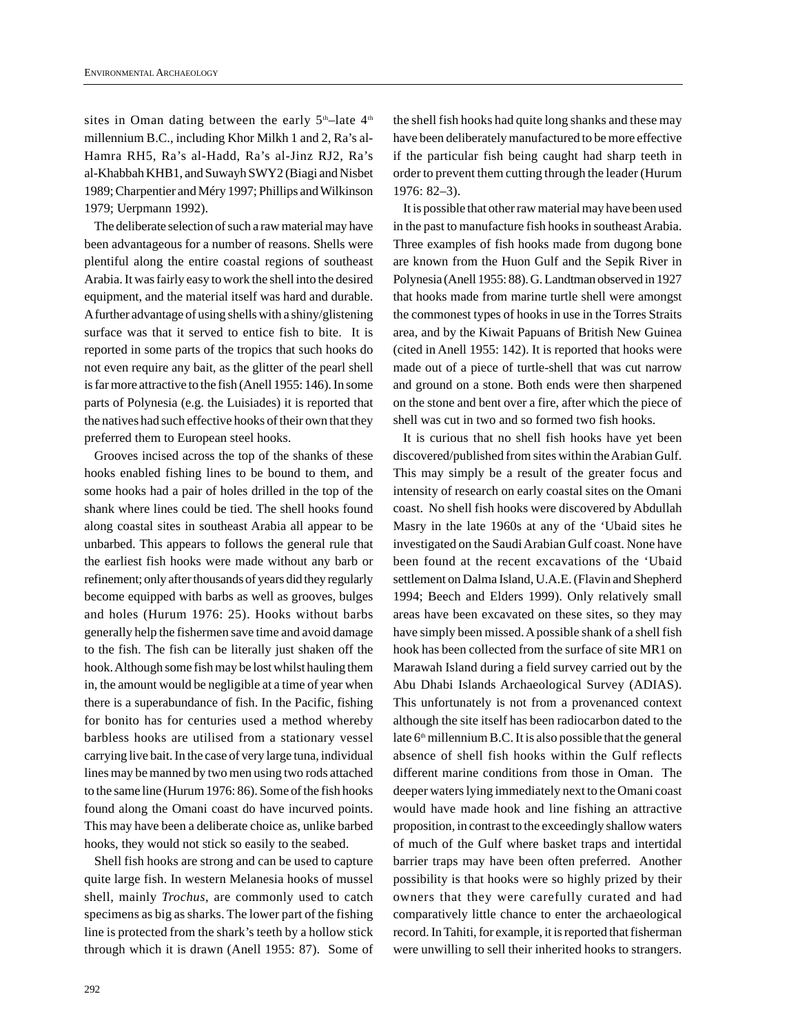sites in Oman dating between the early 5th–late 4th millennium B.C., including Khor Milkh 1 and 2, Ra's al-Hamra RH5, Ra's al-Hadd, Ra's al-Jinz RJ2, Ra's al-Khabbah KHB1, and Suwayh SWY2 (Biagi and Nisbet 1989; Charpentier and Méry 1997; Phillips and Wilkinson 1979; Uerpmann 1992).

The deliberate selection of such a raw material may have been advantageous for a number of reasons. Shells were plentiful along the entire coastal regions of southeast Arabia. It was fairly easy to work the shell into the desired equipment, and the material itself was hard and durable. A further advantage of using shells with a shiny/glistening surface was that it served to entice fish to bite. It is reported in some parts of the tropics that such hooks do not even require any bait, as the glitter of the pearl shell is far more attractive to the fish (Anell 1955: 146). In some parts of Polynesia (e.g. the Luisiades) it is reported that the natives had such effective hooks of their own that they preferred them to European steel hooks.

Grooves incised across the top of the shanks of these hooks enabled fishing lines to be bound to them, and some hooks had a pair of holes drilled in the top of the shank where lines could be tied. The shell hooks found along coastal sites in southeast Arabia all appear to be unbarbed. This appears to follows the general rule that the earliest fish hooks were made without any barb or refinement; only after thousands of years did they regularly become equipped with barbs as well as grooves, bulges and holes (Hurum 1976: 25). Hooks without barbs generally help the fishermen save time and avoid damage to the fish. The fish can be literally just shaken off the hook. Although some fish may be lost whilst hauling them in, the amount would be negligible at a time of year when there is a superabundance of fish. In the Pacific, fishing for bonito has for centuries used a method whereby barbless hooks are utilised from a stationary vessel carrying live bait. In the case of very large tuna, individual lines may be manned by two men using two rods attached to the same line (Hurum 1976: 86). Some of the fish hooks found along the Omani coast do have incurved points. This may have been a deliberate choice as, unlike barbed hooks, they would not stick so easily to the seabed.

Shell fish hooks are strong and can be used to capture quite large fish. In western Melanesia hooks of mussel shell, mainly *Trochus*, are commonly used to catch specimens as big as sharks. The lower part of the fishing line is protected from the shark's teeth by a hollow stick through which it is drawn (Anell 1955: 87). Some of the shell fish hooks had quite long shanks and these may have been deliberately manufactured to be more effective if the particular fish being caught had sharp teeth in order to prevent them cutting through the leader (Hurum 1976: 82–3).

It is possible that other raw material may have been used in the past to manufacture fish hooks in southeast Arabia. Three examples of fish hooks made from dugong bone are known from the Huon Gulf and the Sepik River in Polynesia (Anell 1955: 88). G. Landtman observed in 1927 that hooks made from marine turtle shell were amongst the commonest types of hooks in use in the Torres Straits area, and by the Kiwait Papuans of British New Guinea (cited in Anell 1955: 142). It is reported that hooks were made out of a piece of turtle-shell that was cut narrow and ground on a stone. Both ends were then sharpened on the stone and bent over a fire, after which the piece of shell was cut in two and so formed two fish hooks.

It is curious that no shell fish hooks have yet been discovered/published from sites within the Arabian Gulf. This may simply be a result of the greater focus and intensity of research on early coastal sites on the Omani coast. No shell fish hooks were discovered by Abdullah Masry in the late 1960s at any of the 'Ubaid sites he investigated on the Saudi Arabian Gulf coast. None have been found at the recent excavations of the 'Ubaid settlement on Dalma Island, U.A.E. (Flavin and Shepherd 1994; Beech and Elders 1999). Only relatively small areas have been excavated on these sites, so they may have simply been missed. A possible shank of a shell fish hook has been collected from the surface of site MR1 on Marawah Island during a field survey carried out by the Abu Dhabi Islands Archaeological Survey (ADIAS). This unfortunately is not from a provenanced context although the site itself has been radiocarbon dated to the late 6th millennium B.C. It is also possible that the general absence of shell fish hooks within the Gulf reflects different marine conditions from those in Oman. The deeper waters lying immediately next to the Omani coast would have made hook and line fishing an attractive proposition, in contrast to the exceedingly shallow waters of much of the Gulf where basket traps and intertidal barrier traps may have been often preferred. Another possibility is that hooks were so highly prized by their owners that they were carefully curated and had comparatively little chance to enter the archaeological record. In Tahiti, for example, it is reported that fisherman were unwilling to sell their inherited hooks to strangers.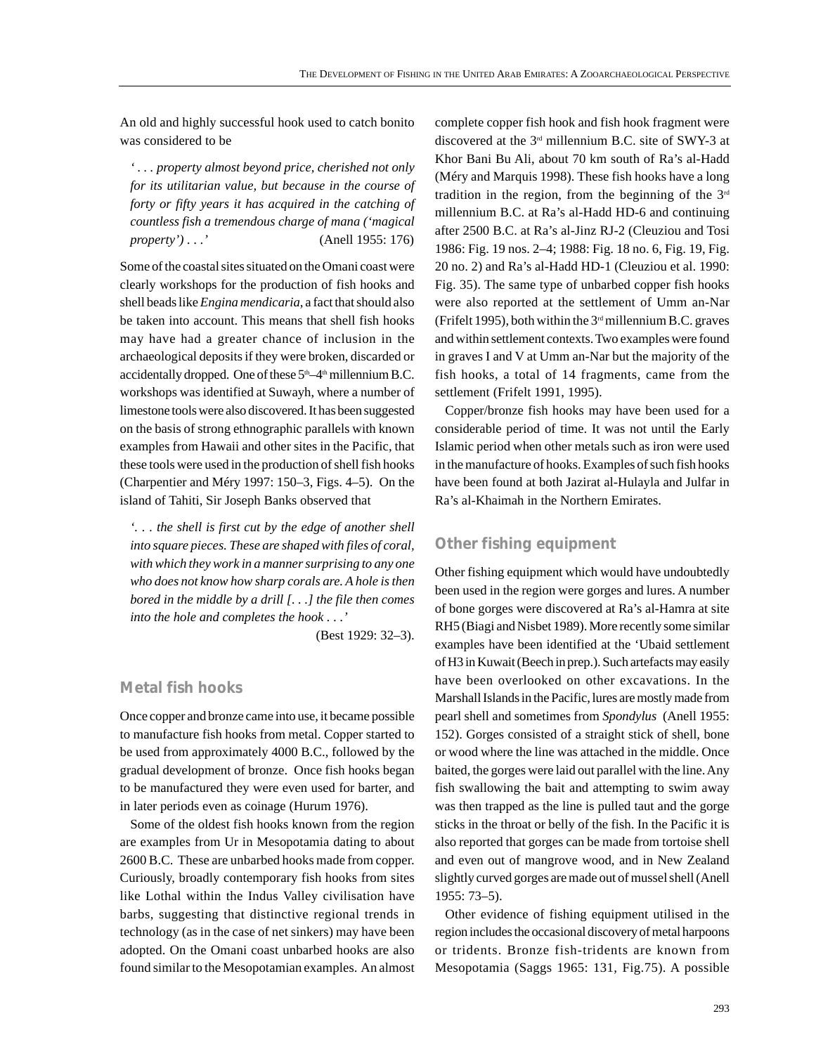An old and highly successful hook used to catch bonito was considered to be

> *' . . . property almost beyond price, cherished not only for its utilitarian value, but because in the course of forty or fifty years it has acquired in the catching of countless fish a tremendous charge of mana ('magical property') . . .'* (Anell 1955: 176)

Some of the coastal sites situated on the Omani coast were clearly workshops for the production of fish hooks and shell beads like *Engina mendicaria*, a fact that should also be taken into account. This means that shell fish hooks may have had a greater chance of inclusion in the archaeological deposits if they were broken, discarded or accidentally dropped. One of these 5th–4th millennium B.C. workshops was identified at Suwayh, where a number of limestone tools were also discovered. It has been suggested on the basis of strong ethnographic parallels with known examples from Hawaii and other sites in the Pacific, that these tools were used in the production of shell fish hooks (Charpentier and Méry 1997: 150–3, Figs. 4–5). On the island of Tahiti, Sir Joseph Banks observed that

> *'. . . the shell is first cut by the edge of another shell into square pieces. These are shaped with files of coral, with which they work in a manner surprising to any one who does not know how sharp corals are. A hole is then bored in the middle by a drill [. . .] the file then comes into the hole and completes the hook . . .'* (Best 1929: 32–3).

## Metal fish hooks

Once copper and bronze came into use, it became possible to manufacture fish hooks from metal. Copper started to be used from approximately 4000 B.C., followed by the gradual development of bronze. Once fish hooks began to be manufactured they were even used for barter, and in later periods even as coinage (Hurum 1976).

Some of the oldest fish hooks known from the region are examples from Ur in Mesopotamia dating to about 2600 B.C. These are unbarbed hooks made from copper. Curiously, broadly contemporary fish hooks from sites like Lothal within the Indus Valley civilisation have barbs, suggesting that distinctive regional trends in technology (as in the case of net sinkers) may have been adopted. On the Omani coast unbarbed hooks are also found similar to the Mesopotamian examples. An almost complete copper fish hook and fish hook fragment were discovered at the 3rd millennium B.C. site of SWY-3 at Khor Bani Bu Ali, about 70 km south of Ra's al-Hadd (Méry and Marquis 1998). These fish hooks have a long tradition in the region, from the beginning of the 3rd millennium B.C. at Ra's al-Hadd HD-6 and continuing after 2500 B.C. at Ra's al-Jinz RJ-2 (Cleuziou and Tosi 1986: Fig. 19 nos. 2–4; 1988: Fig. 18 no. 6, Fig. 19, Fig. 20 no. 2) and Ra's al-Hadd HD-1 (Cleuziou et al. 1990: Fig. 35). The same type of unbarbed copper fish hooks were also reported at the settlement of Umm an-Nar (Frifelt 1995), both within the 3rd millennium B.C. graves and within settlement contexts. Two examples were found in graves I and V at Umm an-Nar but the majority of the fish hooks, a total of 14 fragments, came from the settlement (Frifelt 1991, 1995).

Copper/bronze fish hooks may have been used for a considerable period of time. It was not until the Early Islamic period when other metals such as iron were used in the manufacture of hooks. Examples of such fish hooks have been found at both Jazirat al-Hulayla and Julfar in Ra's al-Khaimah in the Northern Emirates.

## Other fishing equipment

Other fishing equipment which would have undoubtedly been used in the region were gorges and lures. A number of bone gorges were discovered at Ra's al-Hamra at site RH5 (Biagi and Nisbet 1989). More recently some similar examples have been identified at the 'Ubaid settlement of H3 in Kuwait (Beech in prep.). Such artefacts may easily have been overlooked on other excavations. In the Marshall Islands in the Pacific, lures are mostly made from pearl shell and sometimes from *Spondylus* (Anell 1955: 152). Gorges consisted of a straight stick of shell, bone or wood where the line was attached in the middle. Once baited, the gorges were laid out parallel with the line. Any fish swallowing the bait and attempting to swim away was then trapped as the line is pulled taut and the gorge sticks in the throat or belly of the fish. In the Pacific it is also reported that gorges can be made from tortoise shell and even out of mangrove wood, and in New Zealand slightly curved gorges are made out of mussel shell (Anell 1955: 73–5).

Other evidence of fishing equipment utilised in the region includes the occasional discovery of metal harpoons or tridents. Bronze fish-tridents are known from Mesopotamia (Saggs 1965: 131, Fig.75). A possible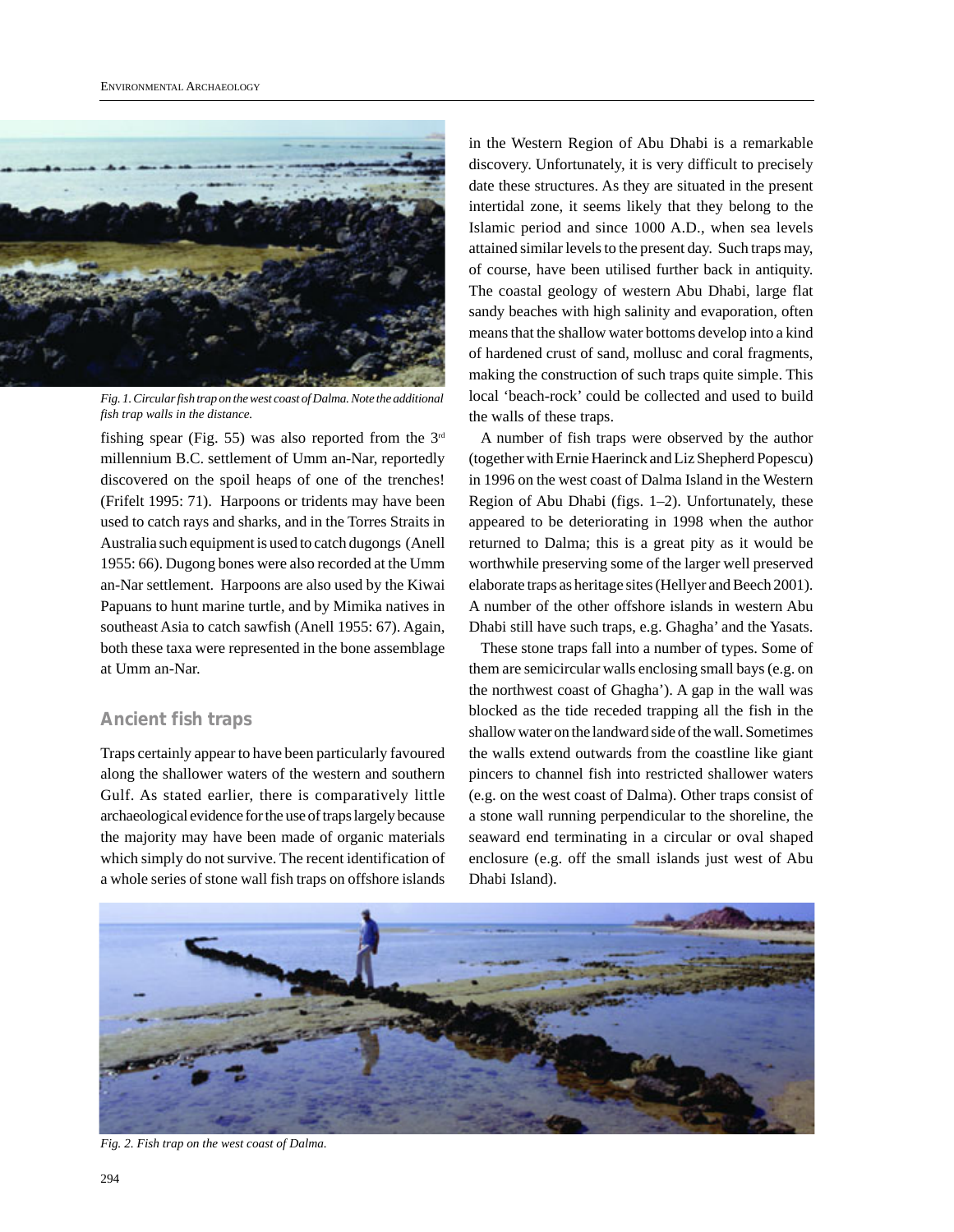*Fig. 1. Circular fish trap on the west coast of Dalma. Note the additional fish trap walls in the distance.*

fishing spear (Fig. 55) was also reported from the 3rd millennium B.C. settlement of Umm an-Nar, reportedly discovered on the spoil heaps of one of the trenches! (Frifelt 1995: 71). Harpoons or tridents may have been used to catch rays and sharks, and in the Torres Straits in Australia such equipment is used to catch dugongs (Anell 1955: 66). Dugong bones were also recorded at the Umm an-Nar settlement. Harpoons are also used by the Kiwai Papuans to hunt marine turtle, and by Mimika natives in southeast Asia to catch sawfish (Anell 1955: 67). Again, both these taxa were represented in the bone assemblage at Umm an-Nar.

## Ancient fish traps

Traps certainly appear to have been particularly favoured along the shallower waters of the western and southern Gulf. As stated earlier, there is comparatively little archaeological evidence for the use of traps largely because the majority may have been made of organic materials which simply do not survive. The recent identification of a whole series of stone wall fish traps on offshore islands in the Western Region of Abu Dhabi is a remarkable discovery. Unfortunately, it is very difficult to precisely date these structures. As they are situated in the present intertidal zone, it seems likely that they belong to the Islamic period and since 1000 A.D., when sea levels attained similar levels to the present day. Such traps may, of course, have been utilised further back in antiquity. The coastal geology of western Abu Dhabi, large flat sandy beaches with high salinity and evaporation, often means that the shallow water bottoms develop into a kind of hardened crust of sand, mollusc and coral fragments, making the construction of such traps quite simple. This local 'beach-rock' could be collected and used to build the walls of these traps.

A number of fish traps were observed by the author (together with Ernie Haerinck and Liz Shepherd Popescu) in 1996 on the west coast of Dalma Island in the Western Region of Abu Dhabi (figs. 1–2). Unfortunately, these appeared to be deteriorating in 1998 when the author returned to Dalma; this is a great pity as it would be worthwhile preserving some of the larger well preserved elaborate traps as heritage sites (Hellyer and Beech 2001). A number of the other offshore islands in western Abu Dhabi still have such traps, e.g. Ghagha' and the Yasats.

These stone traps fall into a number of types. Some of them are semicircular walls enclosing small bays (e.g. on the northwest coast of Ghagha'). A gap in the wall was blocked as the tide receded trapping all the fish in the shallow water on the landward side of the wall. Sometimes the walls extend outwards from the coastline like giant pincers to channel fish into restricted shallower waters (e.g. on the west coast of Dalma). Other traps consist of a stone wall running perpendicular to the shoreline, the seaward end terminating in a circular or oval shaped enclosure (e.g. off the small islands just west of Abu Dhabi Island).

*Fig. 2. Fish trap on the west coast of Dalma.*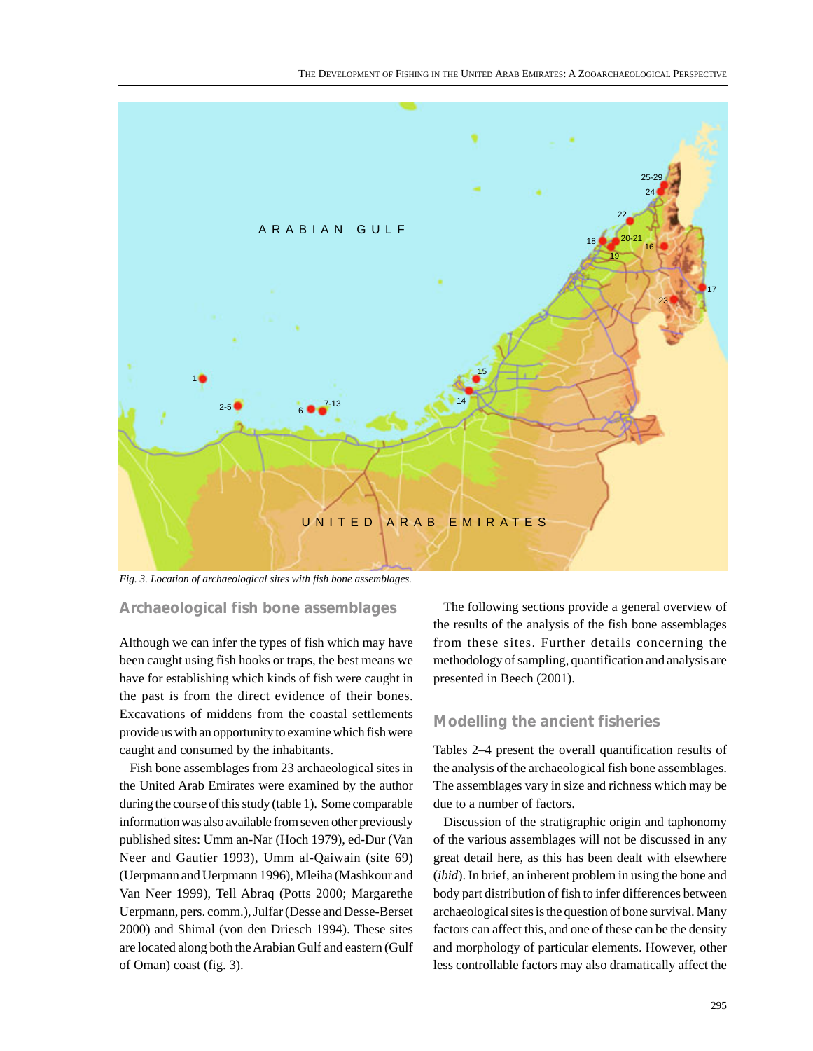Fig. 3. Location of archaeological sites with fish bone assemblages.

## Archaeological fish bone assemblages

Although we can infer the types of fish which may have been caught using fish hooks or traps, the best means we have for establishing which kinds of fish were caught in the past is from the direct evidence of their bones. Excavations of middens from the coastal settlements provide us with an opportunity to examine which fish were caught and consumed by the inhabitants.

Fish bone assemblages from 23 archaeological sites in the United Arab Emirates were examined by the author during the course of this study (table 1). Some comparable information was also available from seven other previously published sites: Umm an-Nar (Hoch 1979), ed-Dur (Van Neer and Gautier 1993), Umm al-Qaiwain (site 69) (Uerpmann and Uerpmann 1996), Mleiha (Mashkour and Van Neer 1999), Tell Abraq (Potts 2000; Margarethe Uerpmann, pers. comm.), Julfar (Desse and Desse-Berset 2000) and Shimal (von den Driesch 1994). These sites are located along both the Arabian Gulf and eastern (Gulf of Oman) coast (fig. 3).

The following sections provide a general overview of the results of the analysis of the fish bone assemblages from these sites. Further details concerning the methodology of sampling, quantification and analysis are presented in Beech (2001).

## Modelling the ancient fisheries

Tables 2–4 present the overall quantification results of the analysis of the archaeological fish bone assemblages. The assemblages vary in size and richness which may be due to a number of factors.

Discussion of the stratigraphic origin and taphonomy of the various assemblages will not be discussed in any great detail here, as this has been dealt with elsewhere (*ibid*). In brief, an inherent problem in using the bone and body part distribution of fish to infer differences between archaeological sites is the question of bone survival. Many factors can affect this, and one of these can be the density and morphology of particular elements. However, other less controllable factors may also dramatically affect the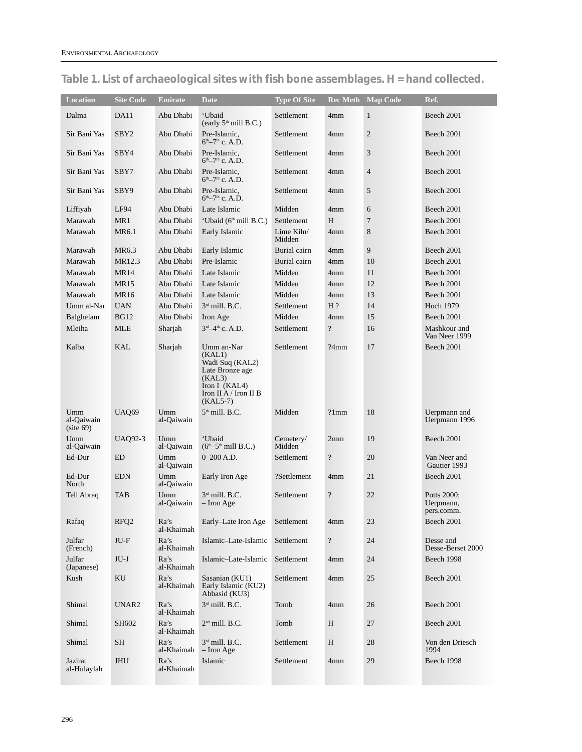**Table 1. List of archaeological sites with fish bone assemblages. H = hand collected.**

| Location | Site Code | Emirate | Date | Type Of Site | Rec Meth | Map Code | Ref. |
|---|---|---|---|---|---|---|---|
| Dalma | DA11 | Abu Dhabi | ‘Ubaid (early 5th mill B.C.) | Settlement | 4mm | 1 | Beech 2001 |
| Sir Bani Yas | SBY2 | Abu Dhabi | Pre-Islamic, 6th–7th c. A.D. | Settlement | 4mm | 2 | Beech 2001 |
| Sir Bani Yas | SBY4 | Abu Dhabi | Pre-Islamic, 6th–7th c. A.D. | Settlement | 4mm | 3 | Beech 2001 |
| Sir Bani Yas | SBY7 | Abu Dhabi | Pre-Islamic, 6th–7th c. A.D. | Settlement | 4mm | 4 | Beech 2001 |
| Sir Bani Yas | SBY9 | Abu Dhabi | Pre-Islamic, 6th–7th c. A.D. | Settlement | 4mm | 5 | Beech 2001 |
| Liffiyah | LF94 | Abu Dhabi | Late Islamic | Midden | 4mm | 6 | Beech 2001 |
| Marawah | MR1 | Abu Dhabi | ‘Ubaid (6th mill B.C.) | Settlement | H | 7 | Beech 2001 |
| Marawah | MR6.1 | Abu Dhabi | Early Islamic | Lime Kiln/ Midden | 4mm | 8 | Beech 2001 |
| Marawah | MR6.3 | Abu Dhabi | Early Islamic | Burial cairn | 4mm | 9 | Beech 2001 |
| Marawah | MR12.3 | Abu Dhabi | Pre-Islamic | Burial cairn | 4mm | 10 | Beech 2001 |
| Marawah | MR14 | Abu Dhabi | Late Islamic | Midden | 4mm | 11 | Beech 2001 |
| Marawah | MR15 | Abu Dhabi | Late Islamic | Midden | 4mm | 12 | Beech 2001 |
| Marawah | MR16 | Abu Dhabi | Late Islamic | Midden | 4mm | 13 | Beech 2001 |
| Umm al-Nar | UAN | Abu Dhabi | 3rd mill. B.C. | Settlement | H ? | 14 | Hoch 1979 |
| Balghelam | BG12 | Abu Dhabi | Iron Age | Midden | 4mm | 15 | Beech 2001 |
| Mleiha | MLE | Sharjah | 3rd–4th c. A.D. | Settlement | ? | 16 | Mashkour and Van Neer 1999 |
| Kalba | KAL | Sharjah | Umm an-Nar (KAL1) Wadi Suq (KAL2) Late Bronze age (KAL3) Iron I (KAL4) Iron II A / Iron II B (KAL5-7) | Settlement | ?4mm | 17 | Beech 2001 |
| Umm al-Qaiwain (site 69) | UAQ69 | Umm al-Qaiwain | 5th mill. B.C. | Midden | ?1mm | 18 | Uerpmann and Uerpmann 1996 |
| Umm al-Qaiwain | UAQ92-3 | Umm al-Qaiwain | ‘Ubaid (6th–5th mill B.C.) | Cemetery/ Midden | 2mm | 19 | Beech 2001 |
| Ed-Dur | ED | Umm al-Qaiwain | 0–200 A.D. | Settlement | ? | 20 | Van Neer and Gautier 1993 |
| Ed-Dur North | EDN | Umm al-Qaiwain | Early Iron Age | ?Settlement | 4mm | 21 | Beech 2001 |
| Tell Abraq | TAB | Umm al-Qaiwain | 3rd mill. B.C. – Iron Age | Settlement | ? | 22 | Potts 2000; Uerpmann, pers.comm. |
| Rafaq | RFQ2 | Ra’s al-Khaimah | Early–Late Iron Age | Settlement | 4mm | 23 | Beech 2001 |
| Julfar (French) | JU-F | Ra’s al-Khaimah | Islamic–Late-Islamic | Settlement | ? | 24 | Desse and Desse-Berset 2000 |
| Julfar (Japanese) | JU-J | Ra’s al-Khaimah | Islamic–Late-Islamic | Settlement | 4mm | 24 | Beech 1998 |
| Kush | KU | Ra’s al-Khaimah | Sasanian (KU1) Early Islamic (KU2) Abbasid (KU3) | Settlement | 4mm | 25 | Beech 2001 |
| Shimal | UNAR2 | Ra’s al-Khaimah | 3rd mill. B.C. | Tomb | 4mm | 26 | Beech 2001 |
| Shimal | SH602 | Ra’s al-Khaimah | 2nd mill. B.C. | Tomb | H | 27 | Beech 2001 |
| Shimal | SH | Ra’s al-Khaimah | 3rd mill. B.C. – Iron Age | Settlement | H | 28 | Von den Driesch 1994 |
| Jazirat al-Hulaylah | JHU | Ra’s al-Khaimah | Islamic | Settlement | 4mm | 29 | Beech 1998 |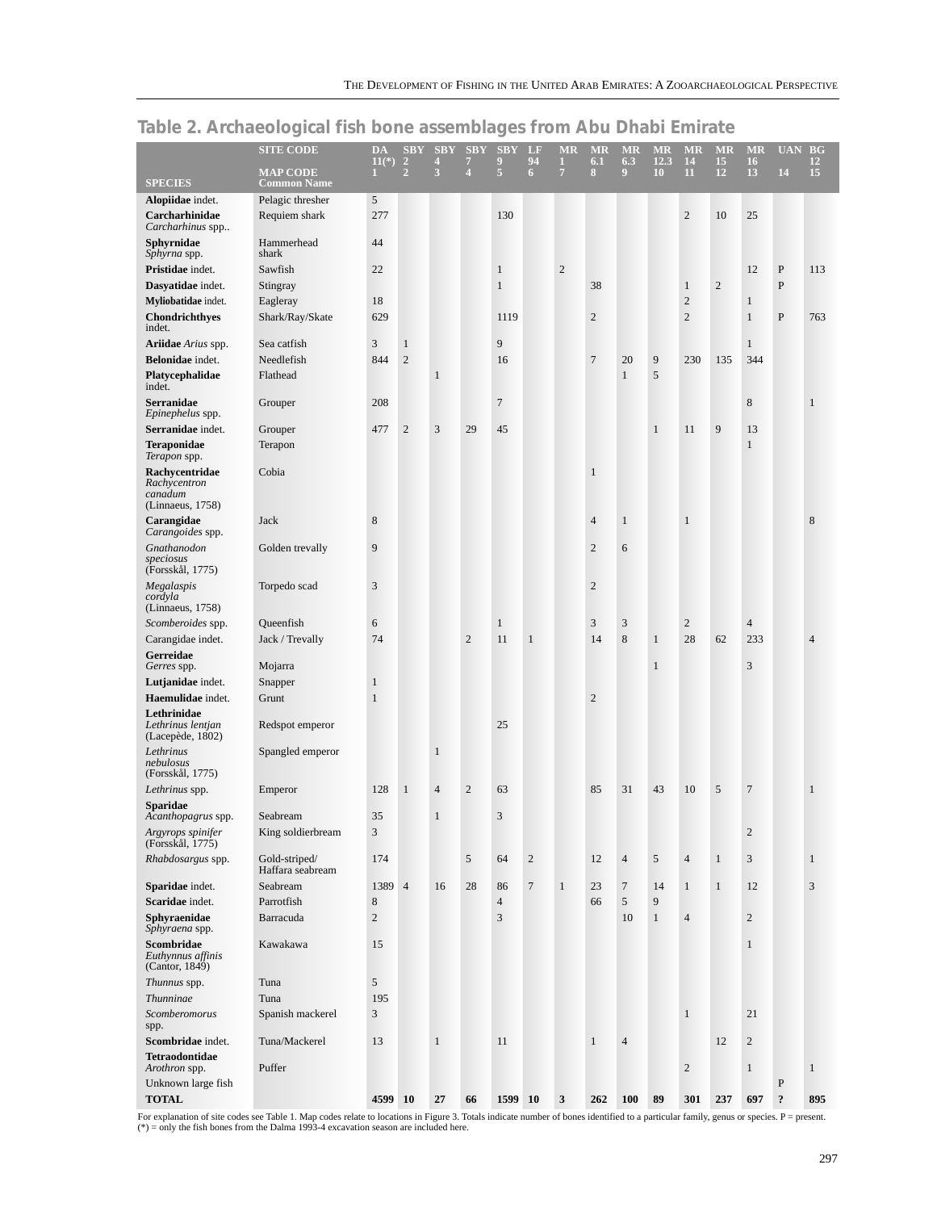## Table 2. Archaeological fish bone assemblages from Abu Dhabi Emirate

| SPECIES | SITE CODE / MAP CODE / Common Name | DA 11(*) 1 | SBY 2 2 | SBY 4 3 | SBY 7 4 | SBY 9 5 | LF 94 6 | MR 1 7 | MR 6.1 8 | MR 6.3 9 | MR 12.3 10 | MR 14 11 | MR 15 12 | MR 16 13 | UAN 14 | BG 12 15 |
|---|---|---|---|---|---|---|---|---|---|---|---|---|---|---|---|---|
| **Alopiidae** indet. | Pelagic thresher | 5 | | | | | | | | | | | | | | |
| **Carcharhinidae** *Carcharhinus* spp.. | Requiem shark | 277 | | | | 130 | | | | | | 2 | 10 | 25 | | |
| **Sphyrnidae** *Sphyrna* spp. | Hammerhead shark | 44 | | | | | | | | | | | | | | |
| **Pristidae** indet. | Sawfish | 22 | | | | 1 | | 2 | | | | | | 12 | P | 113 |
| **Dasyatidae** indet. | Stingray | | | | | 1 | | | 38 | | | 1 | 2 | | P | |
| **Myliobatidae** indet. | Eagleray | 18 | | | | | | | | | | 2 | | 1 | | |
| **Chondrichthyes** indet. | Shark/Ray/Skate | 629 | | | | 1119 | | | 2 | | | 2 | | 1 | P | 763 |
| **Ariidae** *Arius* spp. | Sea catfish | 3 | 1 | | | 9 | | | | | | | | 1 | | |
| **Belonidae** indet. | Needlefish | 844 | 2 | | | 16 | | | 7 | 20 | 9 | 230 | 135 | 344 | | |
| **Platycephalidae** indet. | Flathead | | | 1 | | | | | | 1 | 5 | | | | | |
| **Serranidae** *Epinephelus* spp. | Grouper | 208 | | | | 7 | | | | | | | | 8 | | 1 |
| **Serranidae** indet. | Grouper | 477 | 2 | 3 | 29 | 45 | | | | | 1 | 11 | 9 | 13 | | |
| **Teraponidae** *Terapon* spp. | Terapon | | | | | | | | | | | | | 1 | | |
| **Rachycentridae** *Rachycentron canadum* (Linnaeus, 1758) | Cobia | | | | | | | | 1 | | | | | | | |
| **Carangidae** *Carangoides* spp. | Jack | 8 | | | | | | | 4 | 1 | | 1 | | | | 8 |
| *Gnathanodon speciosus* (Forsskål, 1775) | Golden trevally | 9 | | | | | | | 2 | 6 | | | | | | |
| *Megalaspis cordyla* (Linnaeus, 1758) | Torpedo scad | 3 | | | | | | | 2 | | | | | | | |
| *Scomberoides* spp. | Queenfish | 6 | | | | 1 | | | 3 | 3 | | 2 | | 4 | | |
| Carangidae indet. | Jack / Trevally | 74 | | | 2 | 11 | 1 | | 14 | 8 | 1 | 28 | 62 | 233 | | 4 |
| **Gerreidae** *Gerres* spp. | Mojarra | | | | | | | | | | 1 | | | 3 | | |
| **Lutjanidae** indet. | Snapper | 1 | | | | | | | | | | | | | | |
| **Haemulidae** indet. | Grunt | 1 | | | | | | | 2 | | | | | | | |
| **Lethrinidae** *Lethrinus lentjan* (Lacepède, 1802) | Redspot emperor | | | | | 25 | | | | | | | | | | |
| *Lethrinus nebulosus* (Forsskål, 1775) | Spangled emperor | | | 1 | | | | | | | | | | | | |
| *Lethrinus* spp. | Emperor | 128 | 1 | 4 | 2 | 63 | | | 85 | 31 | 43 | 10 | 5 | 7 | | 1 |
| **Sparidae** *Acanthopagrus* spp. | Seabream | 35 | | 1 | | 3 | | | | | | | | | | |
| *Argyrops spinifer* (Forsskål, 1775) | King soldierbream | 3 | | | | | | | | | | | | 2 | | |
| *Rhabdosargus* spp. | Gold-striped/ Haffara seabream | 174 | | | 5 | 64 | 2 | | 12 | 4 | 5 | 4 | 1 | 3 | | 1 |
| **Sparidae** indet. | Seabream | 1389 | 4 | 16 | 28 | 86 | 7 | 1 | 23 | 7 | 14 | 1 | 1 | 12 | | 3 |
| **Scaridae** indet. | Parrotfish | 8 | | | | 4 | | | 66 | 5 | 9 | | | | | |
| **Sphyraenidae** *Sphyraena* spp. | Barracuda | 2 | | | | 3 | | | | 10 | 1 | 4 | | 2 | | |
| **Scombridae** *Euthynnus affinis* (Cantor, 1849) | Kawakawa | 15 | | | | | | | | | | | | 1 | | |
| *Thunnus* spp. | Tuna | 5 | | | | | | | | | | | | | | |
| *Thunninae* | Tuna | 195 | | | | | | | | | | | | | | |
| *Scomberomorus* spp. | Spanish mackerel | 3 | | | | | | | | | | 1 | | 21 | | |
| **Scombridae** indet. | Tuna/Mackerel | 13 | | 1 | | 11 | | | 1 | 4 | | | 12 | 2 | | |
| **Tetraodontidae** *Arothron* spp. | Puffer | | | | | | | | | | | 2 | | 1 | | 1 |
| Unknown large fish | | | | | | | | | | | | | | | P | |
| **TOTAL** | | **4599** | **10** | **27** | **66** | **1599** | **10** | **3** | **262** | **100** | **89** | **301** | **237** | **697** | **?** | **895** |

For explanation of site codes see Table 1. Map codes relate to locations in Figure 3. Totals indicate number of bones identified to a particular family, genus or species. P = present.
(*) = only the fish bones from the Dalma 1993-4 excavation season are included here.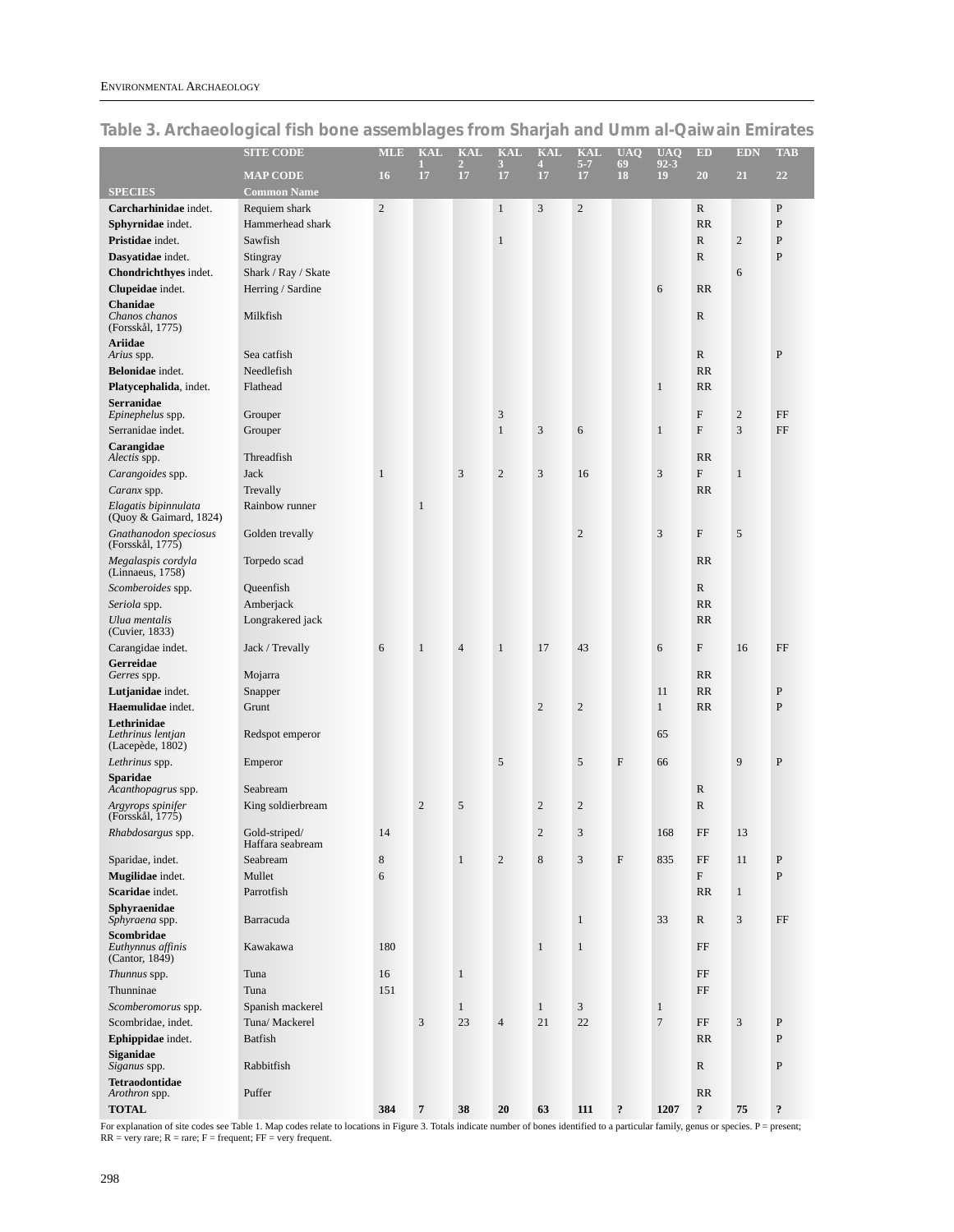## Table 3. Archaeological fish bone assemblages from Sharjah and Umm al-Qaiwain Emirates

| | SITE CODE | MLE | KAL 1 | KAL 2 | KAL 3 | KAL 4 | KAL 5-7 | UAQ 69 | UAQ 92-3 | ED | EDN | TAB |
|---|---|---|---|---|---|---|---|---|---|---|---|---|
| | MAP CODE | 16 | 17 | 17 | 17 | 17 | 17 | 18 | 19 | 20 | 21 | 22 |
| **SPECIES** | **Common Name** | | | | | | | | | | | |
| **Carcharhinidae** indet. | Requiem shark | 2 | | | 1 | 3 | 2 | | | R | | P |
| **Sphyrnidae** indet. | Hammerhead shark | | | | | | | | | RR | | P |
| **Pristidae** indet. | Sawfish | | | | 1 | | | | | R | 2 | P |
| **Dasyatidae** indet. | Stingray | | | | | | | | | R | | P |
| **Chondrichthyes** indet. | Shark / Ray / Skate | | | | | | | | | | 6 | |
| **Clupeidae** indet. | Herring / Sardine | | | | | | | | 6 | RR | | |
| **Chanidae** *Chanos chanos* (Forsskål, 1775) | Milkfish | | | | | | | | | R | | |
| **Ariidae** *Arius* spp. | Sea catfish | | | | | | | | | R | | P |
| **Belonidae** indet. | Needlefish | | | | | | | | | RR | | |
| **Platycephalida**, indet. | Flathead | | | | | | | | 1 | RR | | |
| **Serranidae** *Epinephelus* spp. | Grouper | | | | 3 | | | | | F | 2 | FF |
| Serranidae indet. | Grouper | | | | 1 | 3 | 6 | | 1 | F | 3 | FF |
| **Carangidae** *Alectis* spp. | Threadfish | | | | | | | | | RR | | |
| *Carangoides* spp. | Jack | 1 | | 3 | 2 | 3 | 16 | | 3 | F | 1 | |
| *Caranx* spp. | Trevally | | | | | | | | | RR | | |
| *Elagatis bipinnulata* (Quoy & Gaimard, 1824) | Rainbow runner | | 1 | | | | | | | | | |
| *Gnathanodon speciosus* (Forsskål, 1775) | Golden trevally | | | | | | 2 | | 3 | F | 5 | |
| *Megalaspis cordyla* (Linnaeus, 1758) | Torpedo scad | | | | | | | | | RR | | |
| *Scomberoides* spp. | Queenfish | | | | | | | | | R | | |
| *Seriola* spp. | Amberjack | | | | | | | | | RR | | |
| *Ulua mentalis* (Cuvier, 1833) | Longrakered jack | | | | | | | | | RR | | |
| Carangidae indet. | Jack / Trevally | 6 | 1 | 4 | 1 | 17 | 43 | | 6 | F | 16 | FF |
| **Gerreidae** *Gerres* spp. | Mojarra | | | | | | | | | RR | | |
| **Lutjanidae** indet. | Snapper | | | | | | | | 11 | RR | | P |
| **Haemulidae** indet. | Grunt | | | | | 2 | 2 | | 1 | RR | | P |
| **Lethrinidae** *Lethrinus lentjan* (Lacepède, 1802) | Redspot emperor | | | | | | | | 65 | | | |
| *Lethrinus* spp. | Emperor | | | | 5 | | 5 | F | 66 | | 9 | P |
| **Sparidae** *Acanthopagrus* spp. | Seabream | | | | | | | | | R | | |
| *Argyrops spinifer* (Forsskål, 1775) | King soldierbream | | 2 | 5 | | 2 | 2 | | | R | | |
| *Rhabdosargus* spp. | Gold-striped/ Haffara seabream | 14 | | | | 2 | 3 | | 168 | FF | 13 | |
| Sparidae, indet. | Seabream | 8 | | 1 | 2 | 8 | 3 | F | 835 | FF | 11 | P |
| **Mugilidae** indet. | Mullet | 6 | | | | | | | | F | | P |
| **Scaridae** indet. | Parrotfish | | | | | | | | | RR | 1 | |
| **Sphyraenidae** *Sphyraena* spp. | Barracuda | | | | | | 1 | | 33 | R | 3 | FF |
| **Scombridae** *Euthynnus affinis* (Cantor, 1849) | Kawakawa | 180 | | | | 1 | 1 | | | FF | | |
| *Thunnus* spp. | Tuna | 16 | | 1 | | | | | | FF | | |
| Thunninae | Tuna | 151 | | | | | | | | FF | | |
| *Scomberomorus* spp. | Spanish mackerel | | | 1 | | 1 | 3 | | 1 | | | |
| Scombridae, indet. | Tuna/ Mackerel | | 3 | 23 | 4 | 21 | 22 | | 7 | FF | 3 | P |
| **Ephippidae** indet. | Batfish | | | | | | | | | RR | | P |
| **Siganidae** *Siganus* spp. | Rabbitfish | | | | | | | | | R | | P |
| **Tetraodontidae** *Arothron* spp. | Puffer | | | | | | | | | RR | | |
| **TOTAL** | | **384** | **7** | **38** | **20** | **63** | **111** | **?** | **1207** | **?** | **75** | **?** |

For explanation of site codes see Table 1. Map codes relate to locations in Figure 3. Totals indicate number of bones identified to a particular family, genus or species. P = present; RR = very rare; R = rare; F = frequent; FF = very frequent.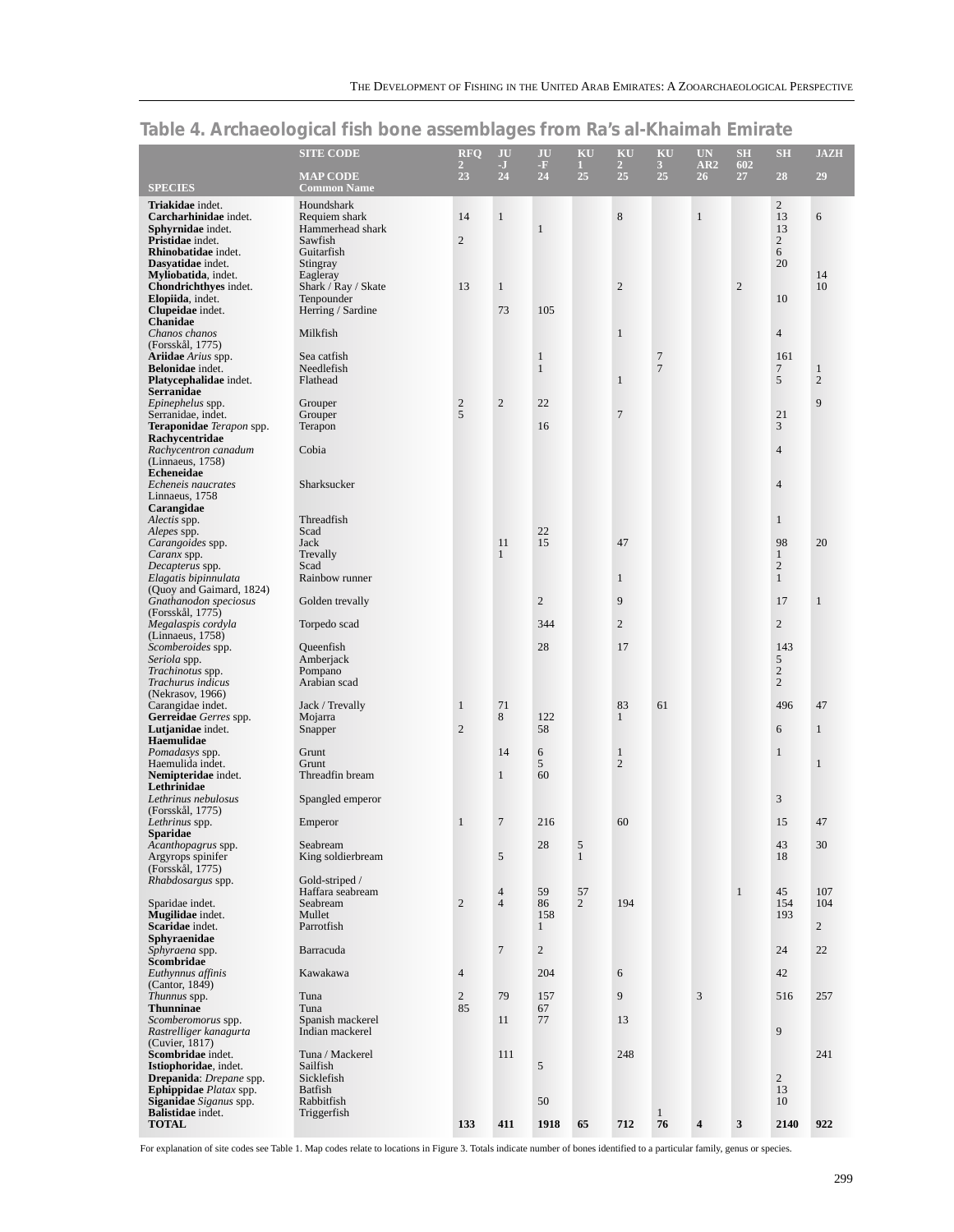## Table 4. Archaeological fish bone assemblages from Ra's al-Khaimah Emirate

| SPECIES | SITE CODE / MAP CODE / Common Name | RFQ 2 / 23 | JU-J / 24 | JU-F / 24 | KU 1 / 25 | KU 2 / 25 | KU 3 / 25 | UNAR2 / 26 | SH 602 / 27 | SH / 28 | JAZH / 29 |
|---|---|---|---|---|---|---|---|---|---|---|---|
| **Triakidae** indet. | Houndshark | | | | | | | | | 2 | |
| **Carcharhinidae** indet. | Requiem shark | 14 | 1 | | | 8 | | 1 | | 13 | 6 |
| **Sphyrnidae** indet. | Hammerhead shark | | | 1 | | | | | | 13 | |
| **Pristidae** indet. | Sawfish | 2 | | | | | | | | 2 | |
| **Rhinobatidae** indet. | Guitarfish | | | | | | | | | 6 | |
| **Dasyatidae** indet. | Stingray | | | | | | | | | 20 | |
| **Myliobatida**, indet. | Eagleray | | | | | | | | | | 14 |
| **Chondrichthyes** indet. | Shark / Ray / Skate | 13 | 1 | | | 2 | | | 2 | | 10 |
| **Elopiida**, indet. | Tenpounder | | | | | | | | | 10 | |
| **Clupeidae** indet. | Herring / Sardine | | 73 | 105 | | | | | | | |
| **Chanidae** | | | | | | | | | | | |
| *Chanos chanos* (Forsskål, 1775) | Milkfish | | | | | 1 | | | | 4 | |
| **Ariidae** *Arius* spp. | Sea catfish | | | 1 | | | 7 | | | 161 | |
| **Belonidae** indet. | Needlefish | | | 1 | | | 7 | | | 7 | 1 |
| **Platycephalidae** indet. | Flathead | | | | | 1 | | | | 5 | 2 |
| **Serranidae** | | | | | | | | | | | |
| *Epinephelus* spp. | Grouper | 2 | 2 | 22 | | | | | | | 9 |
| Serranidae, indet. | Grouper | 5 | | | | 7 | | | | 21 | |
| **Teraponidae** *Terapon* spp. | Terapon | | | 16 | | | | | | 3 | |
| **Rachycentridae** | | | | | | | | | | | |
| *Rachycentron canadum* (Linnaeus, 1758) | Cobia | | | | | | | | | 4 | |
| **Echeneidae** | | | | | | | | | | | |
| *Echeneis naucrates* Linnaeus, 1758 | Sharksucker | | | | | | | | | 4 | |
| **Carangidae** | | | | | | | | | | | |
| *Alectis* spp. | Threadfish | | | | | | | | | 1 | |
| *Alepes* spp. | Scad | | | 22 | | | | | | | |
| *Carangoides* spp. | Jack | | 11 | 15 | | 47 | | | | 98 | 20 |
| *Caranx* spp. | Trevally | | 1 | | | | | | | 1 | |
| *Decapterus* spp. | Scad | | | | | | | | | 2 | |
| *Elagatis bipinnulata* (Quoy and Gaimard, 1824) | Rainbow runner | | | | | 1 | | | | 1 | |
| *Gnathanodon speciosus* (Forsskål, 1775) | Golden trevally | | | 2 | | 9 | | | | 17 | 1 |
| *Megalaspis cordyla* (Linnaeus, 1758) | Torpedo scad | | | 344 | | 2 | | | | 2 | |
| *Scomberoides* spp. | Queenfish | | | 28 | | 17 | | | | 143 | |
| *Seriola* spp. | Amberjack | | | | | | | | | 5 | |
| *Trachinotus* spp. | Pompano | | | | | | | | | 2 | |
| *Trachurus indicus* (Nekrasov, 1966) | Arabian scad | | | | | | | | | 2 | |
| Carangidae indet. | Jack / Trevally | 1 | 71 | 122 | | 83 | 61 | | | 496 | 47 |
| **Gerreidae** *Gerres* spp. | Mojarra | | 8 | | | 1 | | | | | |
| **Lutjanidae** indet. | Snapper | 2 | | 58 | | | | | | 6 | 1 |
| **Haemulidae** | | | | | | | | | | | |
| *Pomadasys* spp. | Grunt | | 14 | 6 | | 1 | | | | 1 | |
| Haemulida indet. | Grunt | | | 5 | | 2 | | | | | 1 |
| **Nemipteridae** indet. | Threadfin bream | | 1 | 60 | | | | | | | |
| **Lethrinidae** | | | | | | | | | | | |
| *Lethrinus nebulosus* (Forsskål, 1775) | Spangled emperor | | | | | | | | | 3 | |
| *Lethrinus* spp. | Emperor | 1 | 7 | 216 | | 60 | | | | 15 | 47 |
| **Sparidae** | | | | | | | | | | | |
| *Acanthopagrus* spp. | Seabream | | | 28 | 5 | | | | | 43 | 30 |
| Argyrops spinifer (Forsskål, 1775) | King soldierbream | | 5 | | 1 | | | | | 18 | |
| *Rhabdosargus* spp. | Gold-striped / Haffara seabream | | 4 | 59 | 57 | | | | 1 | 45 | 107 |
| Sparidae indet. | Seabream | 2 | 4 | 86 | 2 | 194 | | | | 154 | 104 |
| **Mugilidae** indet. | Mullet | | | 158 | | | | | | 193 | |
| **Scaridae** indet. | Parrotfish | | | 1 | | | | | | | 2 |
| **Sphyraenidae** | | | | | | | | | | | |
| *Sphyraena* spp. | Barracuda | | 7 | 2 | | | | | | 24 | 22 |
| **Scombridae** | | | | | | | | | | | |
| *Euthynnus affinis* (Cantor, 1849) | Kawakawa | 4 | | 204 | | 6 | | | | 42 | |
| *Thunnus* spp. | Tuna | 2 | 79 | 157 | | 9 | | 3 | | 516 | 257 |
| **Thunninae** | Tuna | 85 | | 67 | | | | | | | |
| *Scomberomorus* spp. | Spanish mackerel | | 11 | 77 | | 13 | | | | | |
| *Rastrelliger kanagurta* (Cuvier, 1817) | Indian mackerel | | | | | | | | | 9 | |
| **Scombridae** indet. | Tuna / Mackerel | | 111 | | | 248 | | | | | 241 |
| **Istiophoridae**, indet. | Sailfish | | | 5 | | | | | | | |
| **Drepanida**: *Drepane* spp. | Sicklefish | | | | | | | | | 2 | |
| **Ephippidae** *Platax* spp. | Batfish | | | | | | | | | 13 | |
| **Siganidae** *Siganus* spp. | Rabbitfish | | | 50 | | | | | | 10 | |
| **Balistidae** indet. | Triggerfish | | | | | | 1 | | | | |
| **TOTAL** | | **133** | **411** | **1918** | **65** | **712** | **76** | **4** | **3** | **2140** | **922** |

For explanation of site codes see Table 1. Map codes relate to locations in Figure 3. Totals indicate number of bones identified to a particular family, genus or species.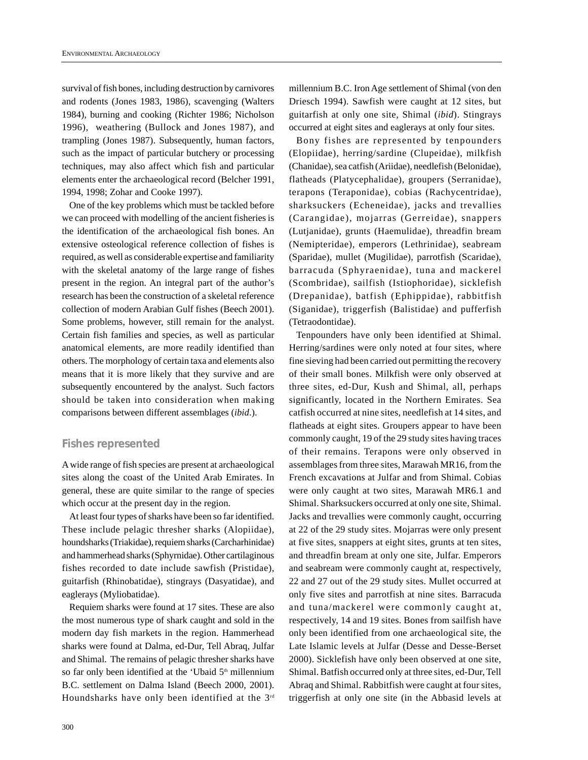survival of fish bones, including destruction by carnivores and rodents (Jones 1983, 1986), scavenging (Walters 1984), burning and cooking (Richter 1986; Nicholson 1996), weathering (Bullock and Jones 1987), and trampling (Jones 1987). Subsequently, human factors, such as the impact of particular butchery or processing techniques, may also affect which fish and particular elements enter the archaeological record (Belcher 1991, 1994, 1998; Zohar and Cooke 1997).

One of the key problems which must be tackled before we can proceed with modelling of the ancient fisheries is the identification of the archaeological fish bones. An extensive osteological reference collection of fishes is required, as well as considerable expertise and familiarity with the skeletal anatomy of the large range of fishes present in the region. An integral part of the author's research has been the construction of a skeletal reference collection of modern Arabian Gulf fishes (Beech 2001). Some problems, however, still remain for the analyst. Certain fish families and species, as well as particular anatomical elements, are more readily identified than others. The morphology of certain taxa and elements also means that it is more likely that they survive and are subsequently encountered by the analyst. Such factors should be taken into consideration when making comparisons between different assemblages (*ibid*.).

## Fishes represented

A wide range of fish species are present at archaeological sites along the coast of the United Arab Emirates. In general, these are quite similar to the range of species which occur at the present day in the region.

At least four types of sharks have been so far identified. These include pelagic thresher sharks (Alopiidae), houndsharks (Triakidae), requiem sharks (Carcharhinidae) and hammerhead sharks (Sphyrnidae). Other cartilaginous fishes recorded to date include sawfish (Pristidae), guitarfish (Rhinobatidae), stingrays (Dasyatidae), and eaglerays (Myliobatidae).

Requiem sharks were found at 17 sites. These are also the most numerous type of shark caught and sold in the modern day fish markets in the region. Hammerhead sharks were found at Dalma, ed-Dur, Tell Abraq, Julfar and Shimal. The remains of pelagic thresher sharks have so far only been identified at the 'Ubaid 5th millennium B.C. settlement on Dalma Island (Beech 2000, 2001). Houndsharks have only been identified at the 3rd millennium B.C. Iron Age settlement of Shimal (von den Driesch 1994). Sawfish were caught at 12 sites, but guitarfish at only one site, Shimal (*ibid*). Stingrays occurred at eight sites and eaglerays at only four sites.

Bony fishes are represented by tenpounders (Elopiidae), herring/sardine (Clupeidae), milkfish (Chanidae), sea catfish (Ariidae), needlefish (Belonidae), flatheads (Platycephalidae), groupers (Serranidae), terapons (Teraponidae), cobias (Rachycentridae), sharksuckers (Echeneidae), jacks and trevallies (Carangidae), mojarras (Gerreidae), snappers (Lutjanidae), grunts (Haemulidae), threadfin bream (Nemipteridae), emperors (Lethrinidae), seabream (Sparidae), mullet (Mugilidae), parrotfish (Scaridae), barracuda (Sphyraenidae), tuna and mackerel (Scombridae), sailfish (Istiophoridae), sicklefish (Drepanidae), batfish (Ephippidae), rabbitfish (Siganidae), triggerfish (Balistidae) and pufferfish (Tetraodontidae).

Tenpounders have only been identified at Shimal. Herring/sardines were only noted at four sites, where fine sieving had been carried out permitting the recovery of their small bones. Milkfish were only observed at three sites, ed-Dur, Kush and Shimal, all, perhaps significantly, located in the Northern Emirates. Sea catfish occurred at nine sites, needlefish at 14 sites, and flatheads at eight sites. Groupers appear to have been commonly caught, 19 of the 29 study sites having traces of their remains. Terapons were only observed in assemblages from three sites, Marawah MR16, from the French excavations at Julfar and from Shimal. Cobias were only caught at two sites, Marawah MR6.1 and Shimal. Sharksuckers occurred at only one site, Shimal. Jacks and trevallies were commonly caught, occurring at 22 of the 29 study sites. Mojarras were only present at five sites, snappers at eight sites, grunts at ten sites, and threadfin bream at only one site, Julfar. Emperors and seabream were commonly caught at, respectively, 22 and 27 out of the 29 study sites. Mullet occurred at only five sites and parrotfish at nine sites. Barracuda and tuna/mackerel were commonly caught at, respectively, 14 and 19 sites. Bones from sailfish have only been identified from one archaeological site, the Late Islamic levels at Julfar (Desse and Desse-Berset 2000). Sicklefish have only been observed at one site, Shimal. Batfish occurred only at three sites, ed-Dur, Tell Abraq and Shimal. Rabbitfish were caught at four sites, triggerfish at only one site (in the Abbasid levels at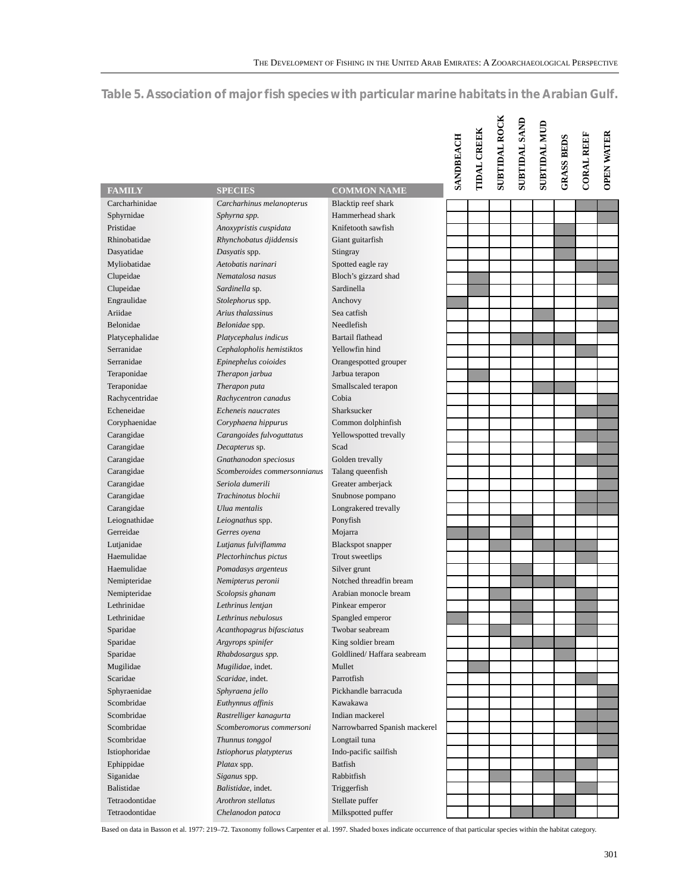**Table 5. Association of major fish species with particular marine habitats in the Arabian Gulf.**

| FAMILY | SPECIES | COMMON NAME | SANDBEACH | TIDAL CREEK | SUBTIDAL ROCK | SUBTIDAL SAND | SUBTIDAL MUD | GRASS BEDS | CORAL REEF | OPEN WATER |
|---|---|---|---|---|---|---|---|---|---|---|
| Carcharhinidae | *Carcharhinus melanopterus* | Blacktip reef shark | | | | | | | ■ | ■ |
| Sphyrnidae | *Sphyrna spp.* | Hammerhead shark | | | | | | | | ■ |
| Pristidae | *Anoxypristis cuspidata* | Knifetooth sawfish | | | | | | ■ | | |
| Rhinobatidae | *Rhynchobatus djiddensis* | Giant guitarfish | | | | | | ■ | | |
| Dasyatidae | *Dasyatis* spp. | Stingray | | | | | | ■ | | |
| Myliobatidae | *Aetobatis narinari* | Spotted eagle ray | | | | | | | ■ | ■ |
| Clupeidae | *Nematalosa nasus* | Bloch's gizzard shad | | ■ | | | | | | ■ |
| Clupeidae | *Sardinella* sp. | Sardinella | | ■ | | | | | | |
| Engraulidae | *Stolephorus* spp. | Anchovy | ■ | | | | | | | ■ |
| Ariidae | *Arius thalassinus* | Sea catfish | | | | | ■ | | | |
| Belonidae | *Belonidae* spp. | Needlefish | | | | | | | | ■ |
| Platycephalidae | *Platycephalus indicus* | Bartail flathead | | | | ■ | ■ | ■ | | |
| Serranidae | *Cephalopholis hemistiktos* | Yellowfin hind | | | | | | | ■ | |
| Serranidae | *Epinephelus coioides* | Orangespotted grouper | | | | | | | | |
| Teraponidae | *Therapon jarbua* | Jarbua terapon | | ■ | | | | | | |
| Teraponidae | *Therapon puta* | Smallscaled terapon | | | | | ■ | ■ | | |
| Rachycentridae | *Rachycentron canadus* | Cobia | | | | | | | | ■ |
| Echeneidae | *Echeneis naucrates* | Sharksucker | | | | | | | ■ | ■ |
| Coryphaenidae | *Coryphaena hippurus* | Common dolphinfish | | | | | | | | ■ |
| Carangidae | *Carangoides fulvoguttatus* | Yellowspotted trevally | | | | | | | ■ | ■ |
| Carangidae | *Decapterus* sp. | Scad | | | | | | | | ■ |
| Carangidae | *Gnathanodon speciosus* | Golden trevally | | | | | | | ■ | ■ |
| Carangidae | *Scomberoides commersonnianus* | Talang queenfish | | | | | | | | ■ |
| Carangidae | *Seriola dumerili* | Greater amberjack | | | | | | | ■ | ■ |
| Carangidae | *Trachinotus blochii* | Snubnose pompano | | | | | | | ■ | ■ |
| Carangidae | *Ulua mentalis* | Longrakered trevally | | | | | | | ■ | ■ |
| Leiognathidae | *Leiognathus* spp. | Ponyfish | | | | ■ | | | | |
| Gerreidae | *Gerres oyena* | Mojarra | ■ | ■ | | ■ | | | | |
| Lutjanidae | *Lutjanus fulviflamma* | Blackspot snapper | | | ■ | | ■ | ■ | ■ | |
| Haemulidae | *Plectorhinchus pictus* | Trout sweetlips | | | | | | | ■ | |
| Haemulidae | *Pomadasys argenteus* | Silver grunt | | | | ■ | | | | |
| Nemipteridae | *Nemipterus peronii* | Notched threadfin bream | | | | ■ | ■ | ■ | | |
| Nemipteridae | *Scolopsis ghanam* | Arabian monocle bream | | | ■ | | | | ■ | |
| Lethrinidae | *Lethrinus lentjan* | Pinkear emperor | | | | ■ | | | ■ | |
| Lethrinidae | *Lethrinus nebulosus* | Spangled emperor | ■ | | | ■ | | | ■ | |
| Sparidae | *Acanthopagrus bifasciatus* | Twobar seabream | | | ■ | | | | ■ | |
| Sparidae | *Argyrops spinifer* | King soldier bream | | | | ■ | ■ | ■ | | |
| Sparidae | *Rhabdosargus spp.* | Goldlined/ Haffara seabream | | | | | | ■ | | |
| Mugilidae | *Mugilidae*, indet. | Mullet | | ■ | | | | | | |
| Scaridae | *Scaridae*, indet. | Parrotfish | | | | | | | ■ | |
| Sphyraenidae | *Sphyraena jello* | Pickhandle barracuda | | | | | | | | ■ |
| Scombridae | *Euthynnus affinis* | Kawakawa | | | | | | | | ■ |
| Scombridae | *Rastrelliger kanagurta* | Indian mackerel | | | | | | | ■ | ■ |
| Scombridae | *Scomberomorus commersoni* | Narrowbarred Spanish mackerel | | | | | | | ■ | ■ |
| Scombridae | *Thunnus tonggol* | Longtail tuna | | | | | | | | ■ |
| Istiophoridae | *Istiophorus platypterus* | Indo-pacific sailfish | | | | | | | | ■ |
| Ephippidae | *Platax* spp. | Batfish | | | | | | | ■ | |
| Siganidae | *Siganus* spp. | Rabbitfish | | | ■ | | ■ | ■ | | |
| Balistidae | *Balistidae*, indet. | Triggerfish | | | | | | | ■ | |
| Tetraodontidae | *Arothron stellatus* | Stellate puffer | | | | | | ■ | | |
| Tetraodontidae | *Chelanodon patoca* | Milkspotted puffer | | | | ■ | ■ | ■ | | |

Based on data in Basson et al. 1977: 219–72. Taxonomy follows Carpenter et al. 1997. Shaded boxes indicate occurrence of that particular species within the habitat category.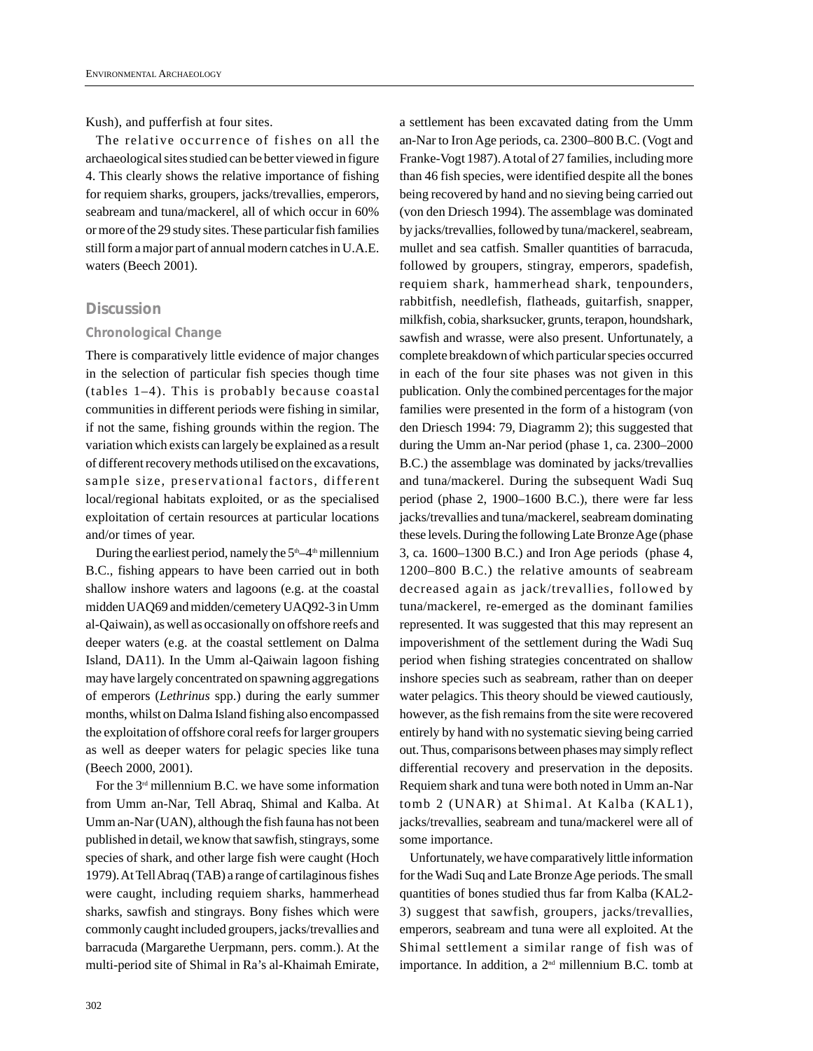Kush), and pufferfish at four sites.

The relative occurrence of fishes on all the archaeological sites studied can be better viewed in figure 4. This clearly shows the relative importance of fishing for requiem sharks, groupers, jacks/trevallies, emperors, seabream and tuna/mackerel, all of which occur in 60% or more of the 29 study sites. These particular fish families still form a major part of annual modern catches in U.A.E. waters (Beech 2001).

## Discussion

### Chronological Change

There is comparatively little evidence of major changes in the selection of particular fish species though time (tables 1–4). This is probably because coastal communities in different periods were fishing in similar, if not the same, fishing grounds within the region. The variation which exists can largely be explained as a result of different recovery methods utilised on the excavations, sample size, preservational factors, different local/regional habitats exploited, or as the specialised exploitation of certain resources at particular locations and/or times of year.

During the earliest period, namely the 5th–4th millennium B.C., fishing appears to have been carried out in both shallow inshore waters and lagoons (e.g. at the coastal midden UAQ69 and midden/cemetery UAQ92-3 in Umm al-Qaiwain), as well as occasionally on offshore reefs and deeper waters (e.g. at the coastal settlement on Dalma Island, DA11). In the Umm al-Qaiwain lagoon fishing may have largely concentrated on spawning aggregations of emperors (*Lethrinus* spp.) during the early summer months, whilst on Dalma Island fishing also encompassed the exploitation of offshore coral reefs for larger groupers as well as deeper waters for pelagic species like tuna (Beech 2000, 2001).

For the 3rd millennium B.C. we have some information from Umm an-Nar, Tell Abraq, Shimal and Kalba. At Umm an-Nar (UAN), although the fish fauna has not been published in detail, we know that sawfish, stingrays, some species of shark, and other large fish were caught (Hoch 1979). At Tell Abraq (TAB) a range of cartilaginous fishes were caught, including requiem sharks, hammerhead sharks, sawfish and stingrays. Bony fishes which were commonly caught included groupers, jacks/trevallies and barracuda (Margarethe Uerpmann, pers. comm.). At the multi-period site of Shimal in Ra's al-Khaimah Emirate, a settlement has been excavated dating from the Umm an-Nar to Iron Age periods, ca. 2300–800 B.C. (Vogt and Franke-Vogt 1987). A total of 27 families, including more than 46 fish species, were identified despite all the bones being recovered by hand and no sieving being carried out (von den Driesch 1994). The assemblage was dominated by jacks/trevallies, followed by tuna/mackerel, seabream, mullet and sea catfish. Smaller quantities of barracuda, followed by groupers, stingray, emperors, spadefish, requiem shark, hammerhead shark, tenpounders, rabbitfish, needlefish, flatheads, guitarfish, snapper, milkfish, cobia, sharksucker, grunts, terapon, houndshark, sawfish and wrasse, were also present. Unfortunately, a complete breakdown of which particular species occurred in each of the four site phases was not given in this publication. Only the combined percentages for the major families were presented in the form of a histogram (von den Driesch 1994: 79, Diagramm 2); this suggested that during the Umm an-Nar period (phase 1, ca. 2300–2000 B.C.) the assemblage was dominated by jacks/trevallies and tuna/mackerel. During the subsequent Wadi Suq period (phase 2, 1900–1600 B.C.), there were far less jacks/trevallies and tuna/mackerel, seabream dominating these levels. During the following Late Bronze Age (phase 3, ca. 1600–1300 B.C.) and Iron Age periods (phase 4, 1200–800 B.C.) the relative amounts of seabream decreased again as jack/trevallies, followed by tuna/mackerel, re-emerged as the dominant families represented. It was suggested that this may represent an impoverishment of the settlement during the Wadi Suq period when fishing strategies concentrated on shallow inshore species such as seabream, rather than on deeper water pelagics. This theory should be viewed cautiously, however, as the fish remains from the site were recovered entirely by hand with no systematic sieving being carried out. Thus, comparisons between phases may simply reflect differential recovery and preservation in the deposits. Requiem shark and tuna were both noted in Umm an-Nar tomb 2 (UNAR) at Shimal. At Kalba (KAL1), jacks/trevallies, seabream and tuna/mackerel were all of some importance.

Unfortunately, we have comparatively little information for the Wadi Suq and Late Bronze Age periods. The small quantities of bones studied thus far from Kalba (KAL2-3) suggest that sawfish, groupers, jacks/trevallies, emperors, seabream and tuna were all exploited. At the Shimal settlement a similar range of fish was of importance. In addition, a 2nd millennium B.C. tomb at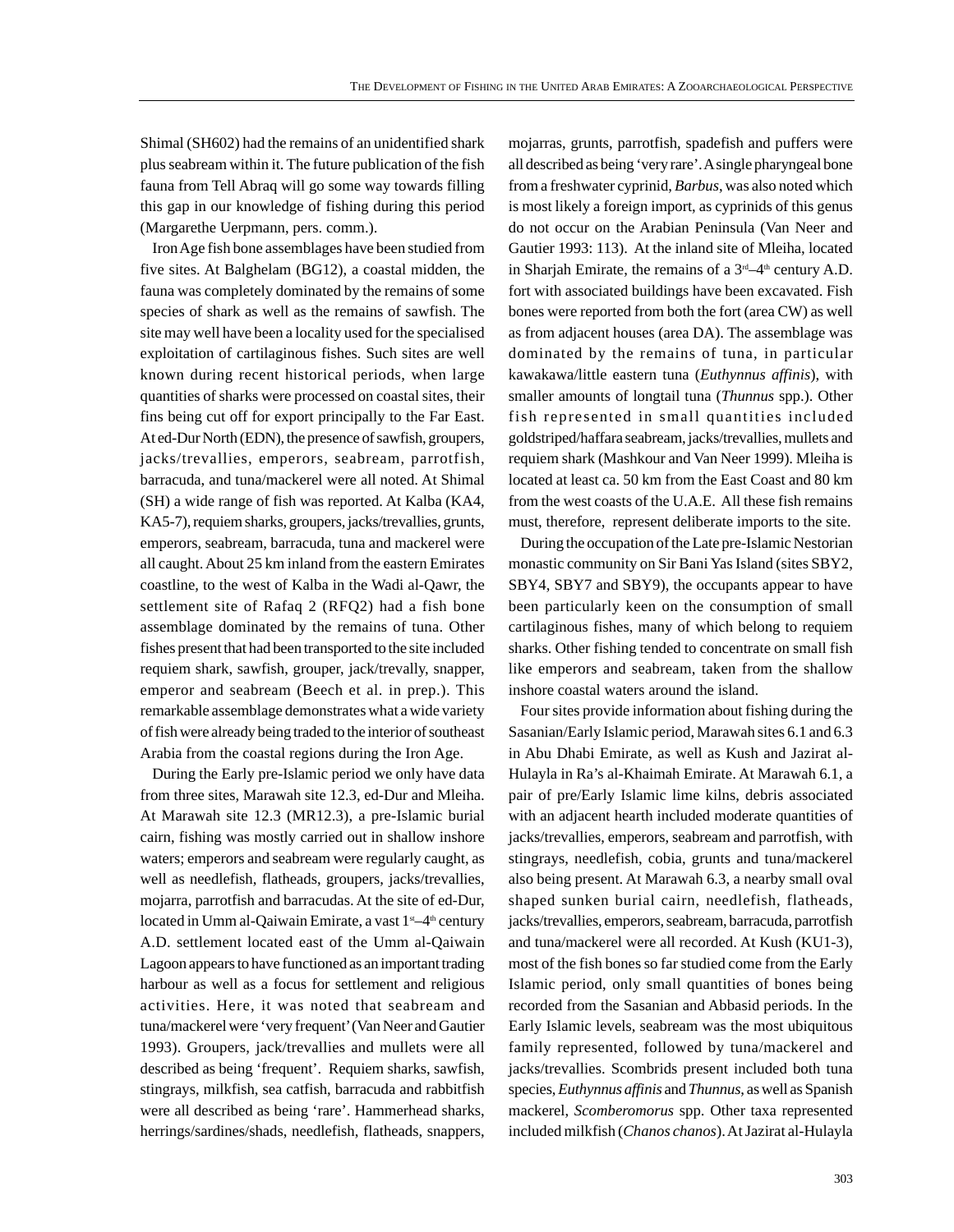Shimal (SH602) had the remains of an unidentified shark plus seabream within it. The future publication of the fish fauna from Tell Abraq will go some way towards filling this gap in our knowledge of fishing during this period (Margarethe Uerpmann, pers. comm.).

Iron Age fish bone assemblages have been studied from five sites. At Balghelam (BG12), a coastal midden, the fauna was completely dominated by the remains of some species of shark as well as the remains of sawfish. The site may well have been a locality used for the specialised exploitation of cartilaginous fishes. Such sites are well known during recent historical periods, when large quantities of sharks were processed on coastal sites, their fins being cut off for export principally to the Far East. At ed-Dur North (EDN), the presence of sawfish, groupers, jacks/trevallies, emperors, seabream, parrotfish, barracuda, and tuna/mackerel were all noted. At Shimal (SH) a wide range of fish was reported. At Kalba (KA4, KA5-7), requiem sharks, groupers, jacks/trevallies, grunts, emperors, seabream, barracuda, tuna and mackerel were all caught. About 25 km inland from the eastern Emirates coastline, to the west of Kalba in the Wadi al-Qawr, the settlement site of Rafaq 2 (RFQ2) had a fish bone assemblage dominated by the remains of tuna. Other fishes present that had been transported to the site included requiem shark, sawfish, grouper, jack/trevally, snapper, emperor and seabream (Beech et al. in prep.). This remarkable assemblage demonstrates what a wide variety of fish were already being traded to the interior of southeast Arabia from the coastal regions during the Iron Age.

During the Early pre-Islamic period we only have data from three sites, Marawah site 12.3, ed-Dur and Mleiha. At Marawah site 12.3 (MR12.3), a pre-Islamic burial cairn, fishing was mostly carried out in shallow inshore waters; emperors and seabream were regularly caught, as well as needlefish, flatheads, groupers, jacks/trevallies, mojarra, parrotfish and barracudas. At the site of ed-Dur, located in Umm al-Qaiwain Emirate, a vast 1st–4th century A.D. settlement located east of the Umm al-Qaiwain Lagoon appears to have functioned as an important trading harbour as well as a focus for settlement and religious activities. Here, it was noted that seabream and tuna/mackerel were 'very frequent' (Van Neer and Gautier 1993). Groupers, jack/trevallies and mullets were all described as being 'frequent'. Requiem sharks, sawfish, stingrays, milkfish, sea catfish, barracuda and rabbitfish were all described as being 'rare'. Hammerhead sharks, herrings/sardines/shads, needlefish, flatheads, snappers, mojarras, grunts, parrotfish, spadefish and puffers were all described as being 'very rare'. A single pharyngeal bone from a freshwater cyprinid, *Barbus*, was also noted which is most likely a foreign import, as cyprinids of this genus do not occur on the Arabian Peninsula (Van Neer and Gautier 1993: 113). At the inland site of Mleiha, located in Sharjah Emirate, the remains of a 3rd–4th century A.D. fort with associated buildings have been excavated. Fish bones were reported from both the fort (area CW) as well as from adjacent houses (area DA). The assemblage was dominated by the remains of tuna, in particular kawakawa/little eastern tuna (*Euthynnus affinis*), with smaller amounts of longtail tuna (*Thunnus* spp.). Other fish represented in small quantities included goldstriped/haffara seabream, jacks/trevallies, mullets and requiem shark (Mashkour and Van Neer 1999). Mleiha is located at least ca. 50 km from the East Coast and 80 km from the west coasts of the U.A.E. All these fish remains must, therefore, represent deliberate imports to the site.

During the occupation of the Late pre-Islamic Nestorian monastic community on Sir Bani Yas Island (sites SBY2, SBY4, SBY7 and SBY9), the occupants appear to have been particularly keen on the consumption of small cartilaginous fishes, many of which belong to requiem sharks. Other fishing tended to concentrate on small fish like emperors and seabream, taken from the shallow inshore coastal waters around the island.

Four sites provide information about fishing during the Sasanian/Early Islamic period, Marawah sites 6.1 and 6.3 in Abu Dhabi Emirate, as well as Kush and Jazirat al-Hulayla in Ra's al-Khaimah Emirate. At Marawah 6.1, a pair of pre/Early Islamic lime kilns, debris associated with an adjacent hearth included moderate quantities of jacks/trevallies, emperors, seabream and parrotfish, with stingrays, needlefish, cobia, grunts and tuna/mackerel also being present. At Marawah 6.3, a nearby small oval shaped sunken burial cairn, needlefish, flatheads, jacks/trevallies, emperors, seabream, barracuda, parrotfish and tuna/mackerel were all recorded. At Kush (KU1-3), most of the fish bones so far studied come from the Early Islamic period, only small quantities of bones being recorded from the Sasanian and Abbasid periods. In the Early Islamic levels, seabream was the most ubiquitous family represented, followed by tuna/mackerel and jacks/trevallies. Scombrids present included both tuna species, *Euthynnus affinis* and *Thunnus*, as well as Spanish mackerel, *Scomberomorus* spp. Other taxa represented included milkfish (*Chanos chanos*). At Jazirat al-Hulayla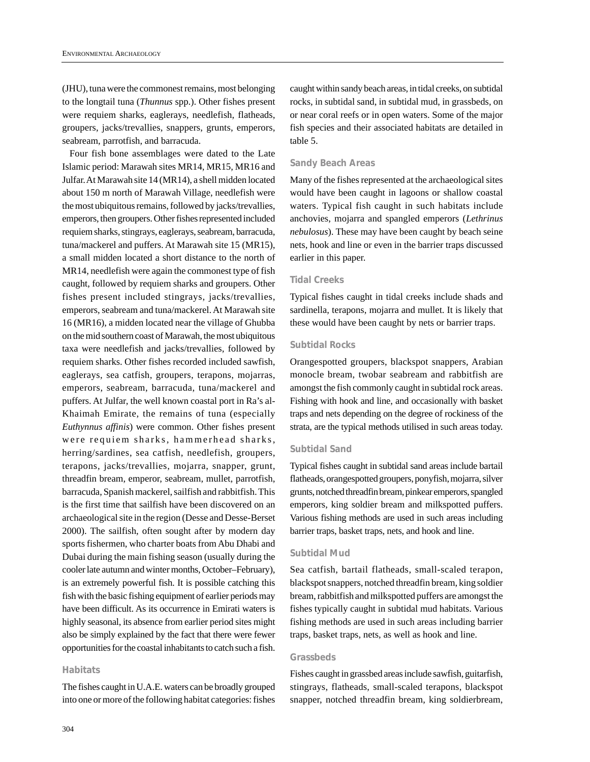(JHU), tuna were the commonest remains, most belonging to the longtail tuna (*Thunnus* spp.). Other fishes present were requiem sharks, eaglerays, needlefish, flatheads, groupers, jacks/trevallies, snappers, grunts, emperors, seabream, parrotfish, and barracuda.

Four fish bone assemblages were dated to the Late Islamic period: Marawah sites MR14, MR15, MR16 and Julfar. At Marawah site 14 (MR14), a shell midden located about 150 m north of Marawah Village, needlefish were the most ubiquitous remains, followed by jacks/trevallies, emperors, then groupers. Other fishes represented included requiem sharks, stingrays, eaglerays, seabream, barracuda, tuna/mackerel and puffers. At Marawah site 15 (MR15), a small midden located a short distance to the north of MR14, needlefish were again the commonest type of fish caught, followed by requiem sharks and groupers. Other fishes present included stingrays, jacks/trevallies, emperors, seabream and tuna/mackerel. At Marawah site 16 (MR16), a midden located near the village of Ghubba on the mid southern coast of Marawah, the most ubiquitous taxa were needlefish and jacks/trevallies, followed by requiem sharks. Other fishes recorded included sawfish, eaglerays, sea catfish, groupers, terapons, mojarras, emperors, seabream, barracuda, tuna/mackerel and puffers. At Julfar, the well known coastal port in Ra's al-Khaimah Emirate, the remains of tuna (especially *Euthynnus affinis*) were common. Other fishes present were requiem sharks, hammerhead sharks, herring/sardines, sea catfish, needlefish, groupers, terapons, jacks/trevallies, mojarra, snapper, grunt, threadfin bream, emperor, seabream, mullet, parrotfish, barracuda, Spanish mackerel, sailfish and rabbitfish. This is the first time that sailfish have been discovered on an archaeological site in the region (Desse and Desse-Berset 2000). The sailfish, often sought after by modern day sports fishermen, who charter boats from Abu Dhabi and Dubai during the main fishing season (usually during the cooler late autumn and winter months, October–February), is an extremely powerful fish. It is possible catching this fish with the basic fishing equipment of earlier periods may have been difficult. As its occurrence in Emirati waters is highly seasonal, its absence from earlier period sites might also be simply explained by the fact that there were fewer opportunities for the coastal inhabitants to catch such a fish.

## Habitats

The fishes caught in U.A.E. waters can be broadly grouped into one or more of the following habitat categories: fishes caught within sandy beach areas, in tidal creeks, on subtidal rocks, in subtidal sand, in subtidal mud, in grassbeds, on or near coral reefs or in open waters. Some of the major fish species and their associated habitats are detailed in table 5.

### Sandy Beach Areas

Many of the fishes represented at the archaeological sites would have been caught in lagoons or shallow coastal waters. Typical fish caught in such habitats include anchovies, mojarra and spangled emperors (*Lethrinus nebulosus*). These may have been caught by beach seine nets, hook and line or even in the barrier traps discussed earlier in this paper.

### Tidal Creeks

Typical fishes caught in tidal creeks include shads and sardinella, terapons, mojarra and mullet. It is likely that these would have been caught by nets or barrier traps.

### Subtidal Rocks

Orangespotted groupers, blackspot snappers, Arabian monocle bream, twobar seabream and rabbitfish are amongst the fish commonly caught in subtidal rock areas. Fishing with hook and line, and occasionally with basket traps and nets depending on the degree of rockiness of the strata, are the typical methods utilised in such areas today.

### Subtidal Sand

Typical fishes caught in subtidal sand areas include bartail flatheads, orangespotted groupers, ponyfish, mojarra, silver grunts, notched threadfin bream, pinkear emperors, spangled emperors, king soldier bream and milkspotted puffers. Various fishing methods are used in such areas including barrier traps, basket traps, nets, and hook and line.

### Subtidal Mud

Sea catfish, bartail flatheads, small-scaled terapon, blackspot snappers, notched threadfin bream, king soldier bream, rabbitfish and milkspotted puffers are amongst the fishes typically caught in subtidal mud habitats. Various fishing methods are used in such areas including barrier traps, basket traps, nets, as well as hook and line.

### Grassbeds

Fishes caught in grassbed areas include sawfish, guitarfish, stingrays, flatheads, small-scaled terapons, blackspot snapper, notched threadfin bream, king soldierbream,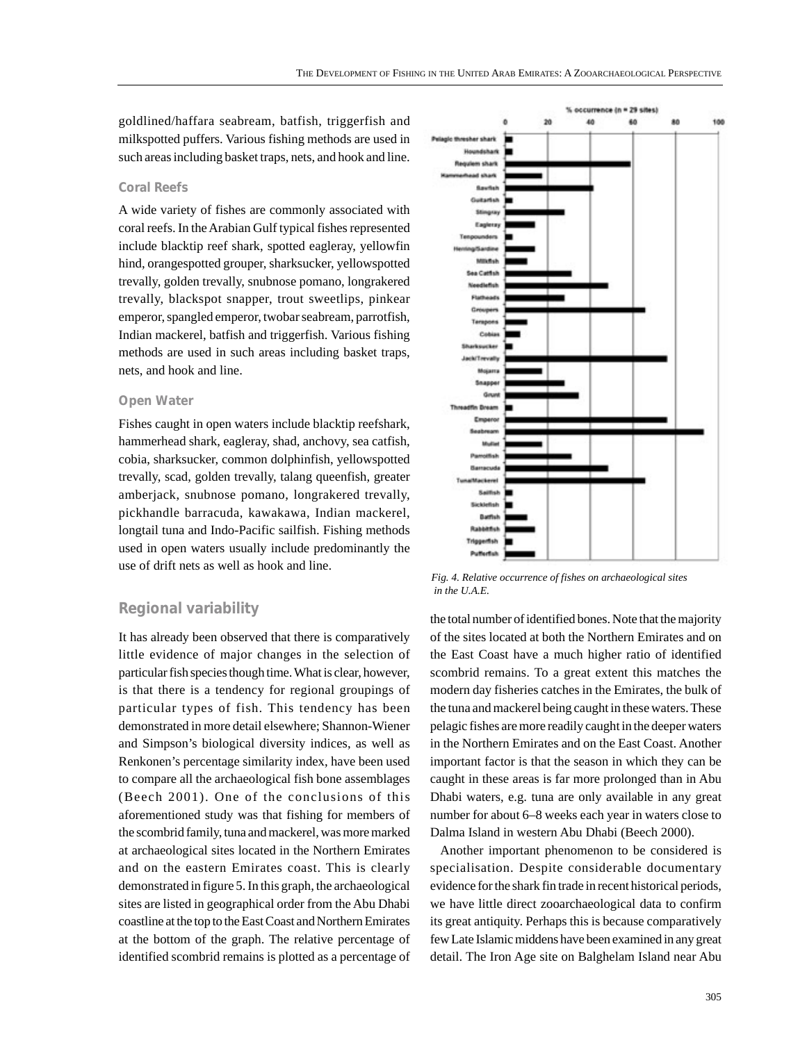goldlined/haffara seabream, batfish, triggerfish and milkspotted puffers. Various fishing methods are used in such areas including basket traps, nets, and hook and line.

### Coral Reefs

A wide variety of fishes are commonly associated with coral reefs. In the Arabian Gulf typical fishes represented include blacktip reef shark, spotted eagleray, yellowfin hind, orangespotted grouper, sharksucker, yellowspotted trevally, golden trevally, snubnose pomano, longrakered trevally, blackspot snapper, trout sweetlips, pinkear emperor, spangled emperor, twobar seabream, parrotfish, Indian mackerel, batfish and triggerfish. Various fishing methods are used in such areas including basket traps, nets, and hook and line.

### Open Water

Fishes caught in open waters include blacktip reefshark, hammerhead shark, eagleray, shad, anchovy, sea catfish, cobia, sharksucker, common dolphinfish, yellowspotted trevally, scad, golden trevally, talang queenfish, greater amberjack, snubnose pomano, longrakered trevally, pickhandle barracuda, kawakawa, Indian mackerel, longtail tuna and Indo-Pacific sailfish. Fishing methods used in open waters usually include predominantly the use of drift nets as well as hook and line.

*Fig. 4. Relative occurrence of fishes on archaeological sites in the U.A.E.*

## Regional variability

It has already been observed that there is comparatively little evidence of major changes in the selection of particular fish species though time. What is clear, however, is that there is a tendency for regional groupings of particular types of fish. This tendency has been demonstrated in more detail elsewhere; Shannon-Wiener and Simpson's biological diversity indices, as well as Renkonen's percentage similarity index, have been used to compare all the archaeological fish bone assemblages (Beech 2001). One of the conclusions of this aforementioned study was that fishing for members of the scombrid family, tuna and mackerel, was more marked at archaeological sites located in the Northern Emirates and on the eastern Emirates coast. This is clearly demonstrated in figure 5. In this graph, the archaeological sites are listed in geographical order from the Abu Dhabi coastline at the top to the East Coast and Northern Emirates at the bottom of the graph. The relative percentage of identified scombrid remains is plotted as a percentage of the total number of identified bones. Note that the majority of the sites located at both the Northern Emirates and on the East Coast have a much higher ratio of identified scombrid remains. To a great extent this matches the modern day fisheries catches in the Emirates, the bulk of the tuna and mackerel being caught in these waters. These pelagic fishes are more readily caught in the deeper waters in the Northern Emirates and on the East Coast. Another important factor is that the season in which they can be caught in these areas is far more prolonged than in Abu Dhabi waters, e.g. tuna are only available in any great number for about 6–8 weeks each year in waters close to Dalma Island in western Abu Dhabi (Beech 2000).

Another important phenomenon to be considered is specialisation. Despite considerable documentary evidence for the shark fin trade in recent historical periods, we have little direct zooarchaeological data to confirm its great antiquity. Perhaps this is because comparatively few Late Islamic middens have been examined in any great detail. The Iron Age site on Balghelam Island near Abu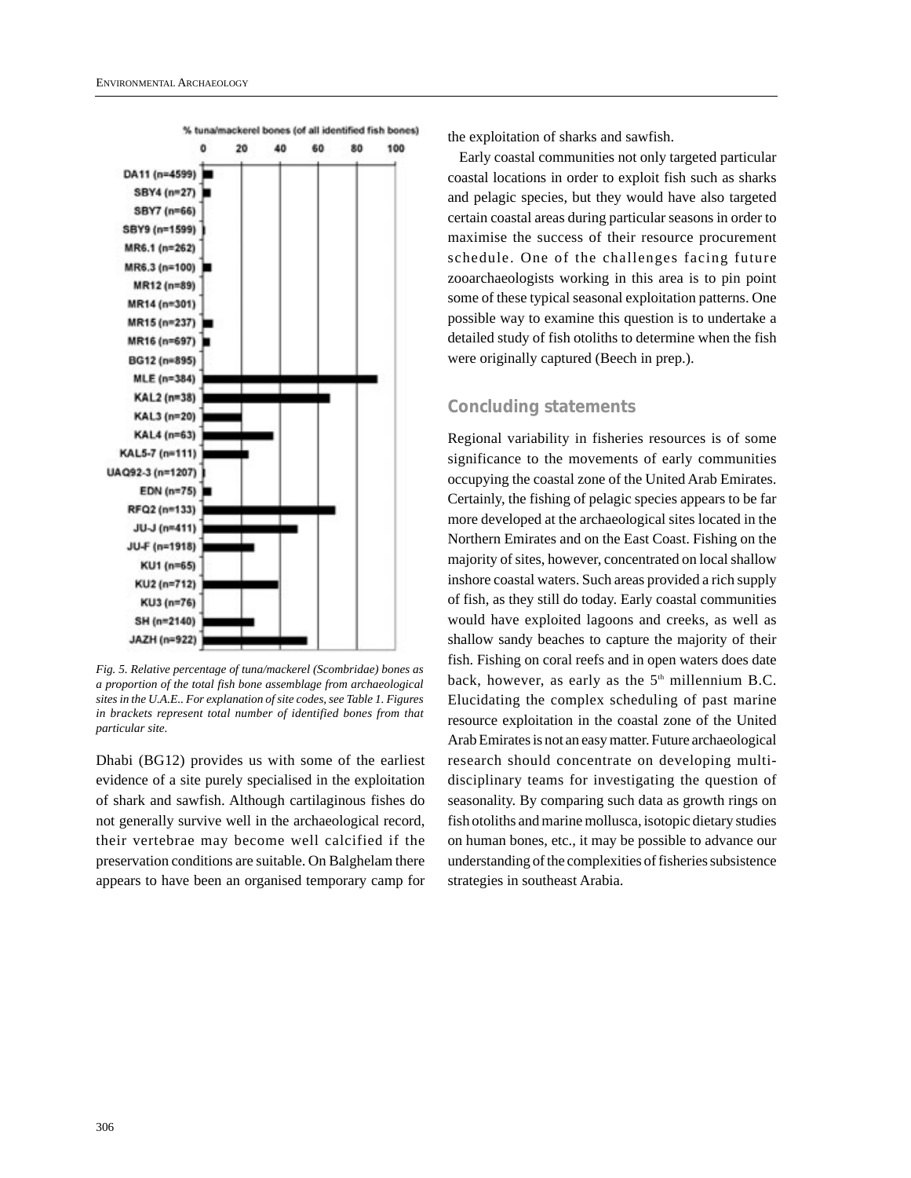Fig. 5. Relative percentage of tuna/mackerel (Scombridae) bones as a proportion of the total fish bone assemblage from archaeological sites in the U.A.E.. For explanation of site codes, see Table 1. Figures in brackets represent total number of identified bones from that particular site.

Dhabi (BG12) provides us with some of the earliest evidence of a site purely specialised in the exploitation of shark and sawfish. Although cartilaginous fishes do not generally survive well in the archaeological record, their vertebrae may become well calcified if the preservation conditions are suitable. On Balghelam there appears to have been an organised temporary camp for the exploitation of sharks and sawfish.

Early coastal communities not only targeted particular coastal locations in order to exploit fish such as sharks and pelagic species, but they would have also targeted certain coastal areas during particular seasons in order to maximise the success of their resource procurement schedule. One of the challenges facing future zooarchaeologists working in this area is to pin point some of these typical seasonal exploitation patterns. One possible way to examine this question is to undertake a detailed study of fish otoliths to determine when the fish were originally captured (Beech in prep.).

## Concluding statements

Regional variability in fisheries resources is of some significance to the movements of early communities occupying the coastal zone of the United Arab Emirates. Certainly, the fishing of pelagic species appears to be far more developed at the archaeological sites located in the Northern Emirates and on the East Coast. Fishing on the majority of sites, however, concentrated on local shallow inshore coastal waters. Such areas provided a rich supply of fish, as they still do today. Early coastal communities would have exploited lagoons and creeks, as well as shallow sandy beaches to capture the majority of their fish. Fishing on coral reefs and in open waters does date back, however, as early as the 5th millennium B.C. Elucidating the complex scheduling of past marine resource exploitation in the coastal zone of the United Arab Emirates is not an easy matter. Future archaeological research should concentrate on developing multi-disciplinary teams for investigating the question of seasonality. By comparing such data as growth rings on fish otoliths and marine mollusca, isotopic dietary studies on human bones, etc., it may be possible to advance our understanding of the complexities of fisheries subsistence strategies in southeast Arabia.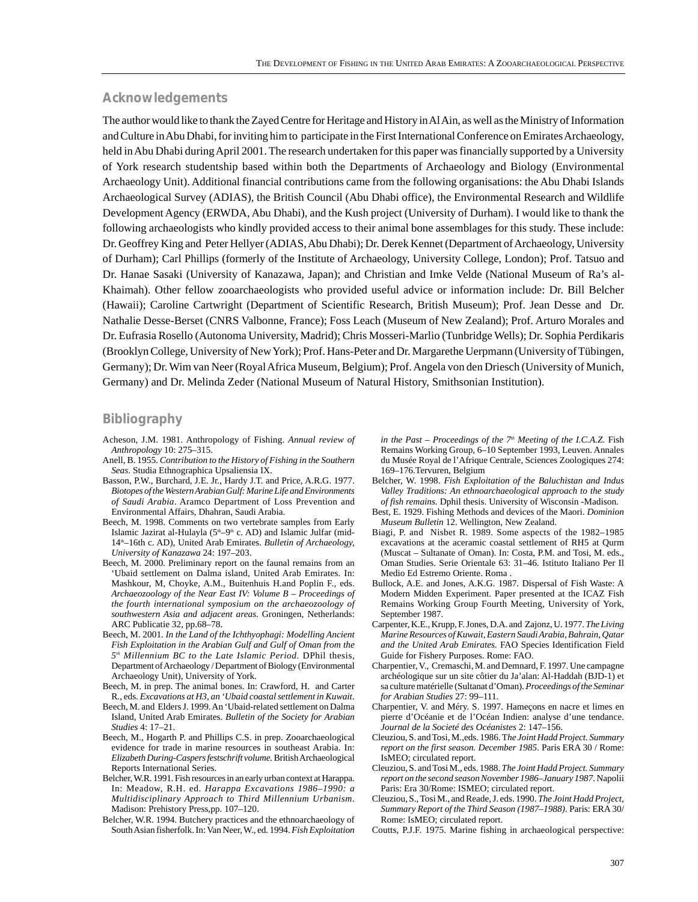## Acknowledgements

The author would like to thank the Zayed Centre for Heritage and History in Al Ain, as well as the Ministry of Information and Culture in Abu Dhabi, for inviting him to participate in the First International Conference on Emirates Archaeology, held in Abu Dhabi during April 2001. The research undertaken for this paper was financially supported by a University of York research studentship based within both the Departments of Archaeology and Biology (Environmental Archaeology Unit). Additional financial contributions came from the following organisations: the Abu Dhabi Islands Archaeological Survey (ADIAS), the British Council (Abu Dhabi office), the Environmental Research and Wildlife Development Agency (ERWDA, Abu Dhabi), and the Kush project (University of Durham). I would like to thank the following archaeologists who kindly provided access to their animal bone assemblages for this study. These include: Dr. Geoffrey King and Peter Hellyer (ADIAS, Abu Dhabi); Dr. Derek Kennet (Department of Archaeology, University of Durham); Carl Phillips (formerly of the Institute of Archaeology, University College, London); Prof. Tatsuo and Dr. Hanae Sasaki (University of Kanazawa, Japan); and Christian and Imke Velde (National Museum of Ra's al-Khaimah). Other fellow zooarchaeologists who provided useful advice or information include: Dr. Bill Belcher (Hawaii); Caroline Cartwright (Department of Scientific Research, British Museum); Prof. Jean Desse and Dr. Nathalie Desse-Berset (CNRS Valbonne, France); Foss Leach (Museum of New Zealand); Prof. Arturo Morales and Dr. Eufrasia Rosello (Autonoma University, Madrid); Chris Mosseri-Marlio (Tunbridge Wells); Dr. Sophia Perdikaris (Brooklyn College, University of New York); Prof. Hans-Peter and Dr. Margarethe Uerpmann (University of Tübingen, Germany); Dr. Wim van Neer (Royal Africa Museum, Belgium); Prof. Angela von den Driesch (University of Munich, Germany) and Dr. Melinda Zeder (National Museum of Natural History, Smithsonian Institution).

## Bibliography

Acheson, J.M. 1981. Anthropology of Fishing. *Annual review of Anthropology* 10: 275–315.

Anell, B. 1955. *Contribution to the History of Fishing in the Southern Seas*. Studia Ethnographica Upsaliensia IX.

Basson, P.W., Burchard, J.E. Jr., Hardy J.T. and Price, A.R.G. 1977. *Biotopes of the Western Arabian Gulf: Marine Life and Environments of Saudi Arabia*. Aramco Department of Loss Prevention and Environmental Affairs, Dhahran, Saudi Arabia.

Beech, M. 1998. Comments on two vertebrate samples from Early Islamic Jazirat al-Hulayla (5th–9th c. AD) and Islamic Julfar (mid-14th–16th c. AD), United Arab Emirates. *Bulletin of Archaeology, University of Kanazawa* 24: 197–203.

Beech, M. 2000. Preliminary report on the faunal remains from an 'Ubaid settlement on Dalma island, United Arab Emirates. In: Mashkour, M, Choyke, A.M., Buitenhuis H.and Poplin F., eds. *Archaeozoology of the Near East IV: Volume B – Proceedings of the fourth international symposium on the archaeozoology of southwestern Asia and adjacent areas.* Groningen, Netherlands: ARC Publicatie 32, pp.68–78.

Beech, M. 2001. *In the Land of the Ichthyophagi: Modelling Ancient Fish Exploitation in the Arabian Gulf and Gulf of Oman from the 5th Millennium BC to the Late Islamic Period*. DPhil thesis, Department of Archaeology / Department of Biology (Environmental Archaeology Unit), University of York.

Beech, M. in prep. The animal bones. In: Crawford, H. and Carter R., eds. *Excavations at H3, an 'Ubaid coastal settlement in Kuwait*.

Beech, M. and Elders J. 1999. An 'Ubaid-related settlement on Dalma Island, United Arab Emirates. *Bulletin of the Society for Arabian Studies* 4: 17–21.

Beech, M., Hogarth P. and Phillips C.S. in prep. Zooarchaeological evidence for trade in marine resources in southeast Arabia. In: *Elizabeth During-Caspers festschrift volume.* British Archaeological Reports International Series.

Belcher, W.R. 1991. Fish resources in an early urban context at Harappa. In: Meadow, R.H. ed. *Harappa Excavations 1986–1990: a Multidisciplinary Approach to Third Millennium Urbanism*. Madison: Prehistory Press,pp. 107–120.

Belcher, W.R. 1994. Butchery practices and the ethnoarchaeology of South Asian fisherfolk. In: Van Neer, W., ed. 1994. *Fish Exploitation in the Past – Proceedings of the 7th Meeting of the I.C.A.Z.* Fish Remains Working Group, 6–10 September 1993, Leuven. Annales du Musée Royal de l'Afrique Centrale, Sciences Zoologiques 274: 169–176.Tervuren, Belgium

Belcher, W. 1998. *Fish Exploitation of the Baluchistan and Indus Valley Traditions: An ethnoarchaeological approach to the study of fish remains.* Dphil thesis. University of Wisconsin -Madison.

Best, E. 1929. Fishing Methods and devices of the Maori. *Dominion Museum Bulletin* 12. Wellington, New Zealand.

Biagi, P. and Nisbet R. 1989. Some aspects of the 1982–1985 excavations at the aceramic coastal settlement of RH5 at Qurm (Muscat – Sultanate of Oman). In: Costa, P.M. and Tosi, M. eds., Oman Studies. Serie Orientale 63: 31–46. Istituto Italiano Per Il Medio Ed Estremo Oriente. Roma .

Bullock, A.E. and Jones, A.K.G. 1987. Dispersal of Fish Waste: A Modern Midden Experiment. Paper presented at the ICAZ Fish Remains Working Group Fourth Meeting, University of York, September 1987.

Carpenter, K.E., Krupp, F. Jones, D.A. and Zajonz, U. 1977. *The Living Marine Resources of Kuwait, Eastern Saudi Arabia, Bahrain, Qatar and the United Arab Emirates.* FAO Species Identification Field Guide for Fishery Purposes. Rome: FAO.

Charpentier, V., Cremaschi, M. and Demnard, F. 1997. Une campagne archéologique sur un site côtier du Ja'alan: Al-Haddah (BJD-1) et sa culture matérielle (Sultanat d'Oman). *Proceedings of the Seminar for Arabian Studies* 27: 99–111.

Charpentier, V. and Méry. S. 1997. Hameçons en nacre et limes en pierre d'Océanie et de l'Océan Indien: analyse d'une tendance. *Journal de la Societé des Océanistes* 2: 147–156.

Cleuziou, S. and Tosi, M.,eds. 1986. T*he Joint Hadd Project. Summary report on the first season. December 1985*. Paris ERA 30 / Rome: IsMEO; circulated report.

Cleuziou, S. and Tosi M., eds. 1988. *The Joint Hadd Project. Summary report on the second season November 1986–January 1987*. Napolii Paris: Era 30/Rome: ISMEO; circulated report.

Cleuziou, S., Tosi M., and Reade, J. eds. 1990. *The Joint Hadd Project, Summary Report of the Third Season (1987–1988)*. Paris: ERA 30/ Rome: IsMEO; circulated report.

Coutts, P.J.F. 1975. Marine fishing in archaeological perspective: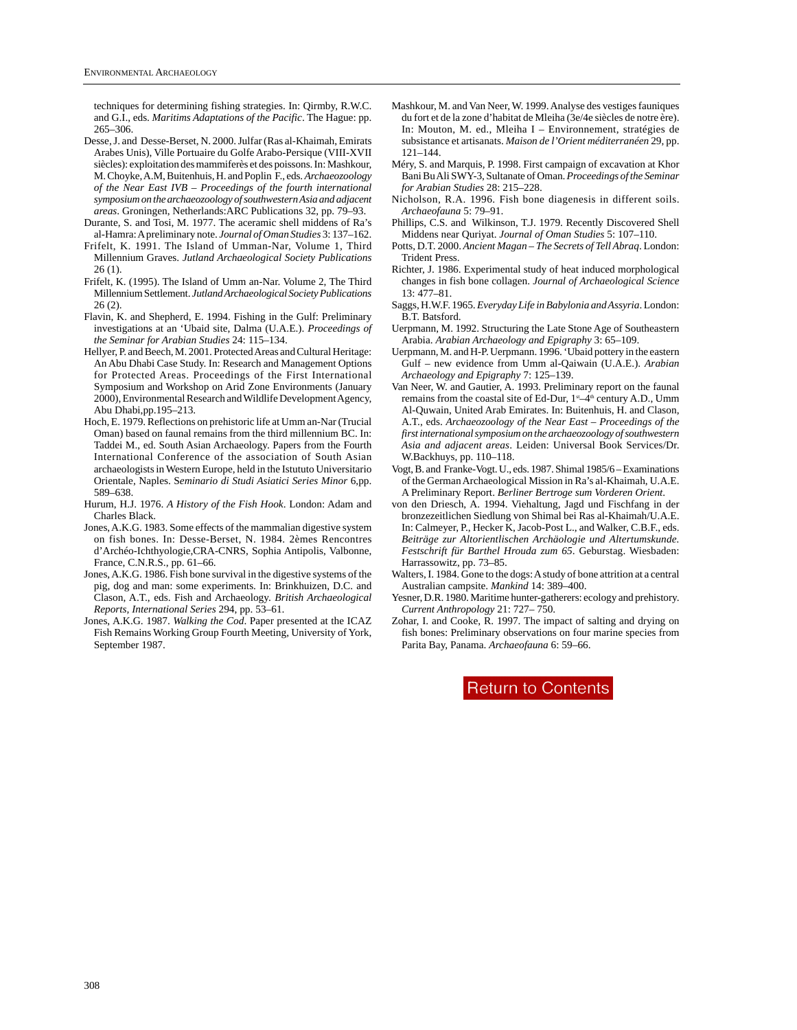techniques for determining fishing strategies. In: Qirmby, R.W.C. and G.I., eds. *Maritims Adaptations of the Pacific*. The Hague: pp. 265–306.

Desse, J. and Desse-Berset, N. 2000. Julfar (Ras al-Khaimah, Emirats Arabes Unis), Ville Portuaire du Golfe Arabo-Persique (VIII-XVII siècles): exploitation des mammiferès et des poissons. In: Mashkour, M. Choyke, A.M, Buitenhuis, H. and Poplin F., eds. *Archaeozoology of the Near East IVB – Proceedings of the fourth international symposium on the archaeozoology of southwestern Asia and adjacent areas*. Groningen, Netherlands:ARC Publications 32, pp. 79–93.

Durante, S. and Tosi, M. 1977. The aceramic shell middens of Ra's al-Hamra: A preliminary note. *Journal of Oman Studies* 3: 137–162.

Frifelt, K. 1991. The Island of Umman-Nar, Volume 1, Third Millennium Graves. *Jutland Archaeological Society Publications* 26 (1).

Frifelt, K. (1995). The Island of Umm an-Nar. Volume 2, The Third Millennium Settlement. *Jutland Archaeological Society Publications* 26 (2).

Flavin, K. and Shepherd, E. 1994. Fishing in the Gulf: Preliminary investigations at an 'Ubaid site, Dalma (U.A.E.). *Proceedings of the Seminar for Arabian Studies* 24: 115–134.

Hellyer, P. and Beech, M. 2001. Protected Areas and Cultural Heritage: An Abu Dhabi Case Study. In: Research and Management Options for Protected Areas. Proceedings of the First International Symposium and Workshop on Arid Zone Environments (January 2000), Environmental Research and Wildlife Development Agency, Abu Dhabi,pp.195–213.

Hoch, E. 1979. Reflections on prehistoric life at Umm an-Nar (Trucial Oman) based on faunal remains from the third millennium BC. In: Taddei M., ed. South Asian Archaeology. Papers from the Fourth International Conference of the association of South Asian archaeologists in Western Europe, held in the Istututo Universitario Orientale, Naples. S*eminario di Studi Asiatici Series Minor* 6,pp. 589–638.

Hurum, H.J. 1976. *A History of the Fish Hook*. London: Adam and Charles Black.

Jones, A.K.G. 1983. Some effects of the mammalian digestive system on fish bones. In: Desse-Berset, N. 1984. 2èmes Rencontres d'Archéo-Ichthyologie,CRA-CNRS, Sophia Antipolis, Valbonne, France, C.N.R.S., pp. 61–66.

Jones, A.K.G. 1986. Fish bone survival in the digestive systems of the pig, dog and man: some experiments. In: Brinkhuizen, D.C. and Clason, A.T., eds. Fish and Archaeology. *British Archaeological Reports, International Series* 294, pp. 53–61.

Jones, A.K.G. 1987. *Walking the Cod*. Paper presented at the ICAZ Fish Remains Working Group Fourth Meeting, University of York, September 1987.

Mashkour, M. and Van Neer, W. 1999. Analyse des vestiges fauniques du fort et de la zone d'habitat de Mleiha (3e/4e siècles de notre ère). In: Mouton, M. ed., Mleiha I – Environnement, stratégies de subsistance et artisanats. *Maison de l'Orient méditerranéen* 29, pp. 121–144.

Méry, S. and Marquis, P. 1998. First campaign of excavation at Khor Bani Bu Ali SWY-3, Sultanate of Oman. *Proceedings of the Seminar for Arabian Studies* 28: 215–228.

Nicholson, R.A. 1996. Fish bone diagenesis in different soils. *Archaeofauna* 5: 79–91.

Phillips, C.S. and Wilkinson, T.J. 1979. Recently Discovered Shell Middens near Quriyat. *Journal of Oman Studies* 5: 107–110.

Potts, D.T. 2000. *Ancient Magan – The Secrets of Tell Abraq*. London: Trident Press.

Richter, J. 1986. Experimental study of heat induced morphological changes in fish bone collagen. *Journal of Archaeological Science* 13: 477–81.

Saggs, H.W.F. 1965. *Everyday Life in Babylonia and Assyria*. London: B.T. Batsford.

Uerpmann, M. 1992. Structuring the Late Stone Age of Southeastern Arabia. *Arabian Archaeology and Epigraphy* 3: 65–109.

Uerpmann, M. and H-P. Uerpmann. 1996. 'Ubaid pottery in the eastern Gulf – new evidence from Umm al-Qaiwain (U.A.E.). *Arabian Archaeology and Epigraphy* 7: 125–139.

Van Neer, W. and Gautier, A. 1993. Preliminary report on the faunal remains from the coastal site of Ed-Dur, 1st–4th century A.D., Umm Al-Quwain, United Arab Emirates. In: Buitenhuis, H. and Clason, A.T., eds. *Archaeozoology of the Near East – Proceedings of the first international symposium on the archaeozoology of southwestern Asia and adjacent areas*. Leiden: Universal Book Services/Dr. W.Backhuys, pp. 110–118.

Vogt, B. and Franke-Vogt. U., eds. 1987. Shimal 1985/6 – Examinations of the German Archaeological Mission in Ra's al-Khaimah, U.A.E. A Preliminary Report. *Berliner Bertroge sum Vorderen Orient*.

von den Driesch, A. 1994. Viehaltung, Jagd und Fischfang in der bronzezeitlichen Siedlung von Shimal bei Ras al-Khaimah/U.A.E. In: Calmeyer, P., Hecker K, Jacob-Post L., and Walker, C.B.F., eds. *Beiträge zur Altorientlischen Archäologie und Altertumskunde. Festschrift für Barthel Hrouda zum 65*. Geburstag. Wiesbaden: Harrassowitz, pp. 73–85.

Walters, I. 1984. Gone to the dogs: A study of bone attrition at a central Australian campsite. *Mankind* 14: 389–400.

Yesner, D.R. 1980. Maritime hunter-gatherers: ecology and prehistory. *Current Anthropology* 21: 727– 750.

Zohar, I. and Cooke, R. 1997. The impact of salting and drying on fish bones: Preliminary observations on four marine species from Parita Bay, Panama. *Archaeofauna* 6: 59–66.

Return to Contents